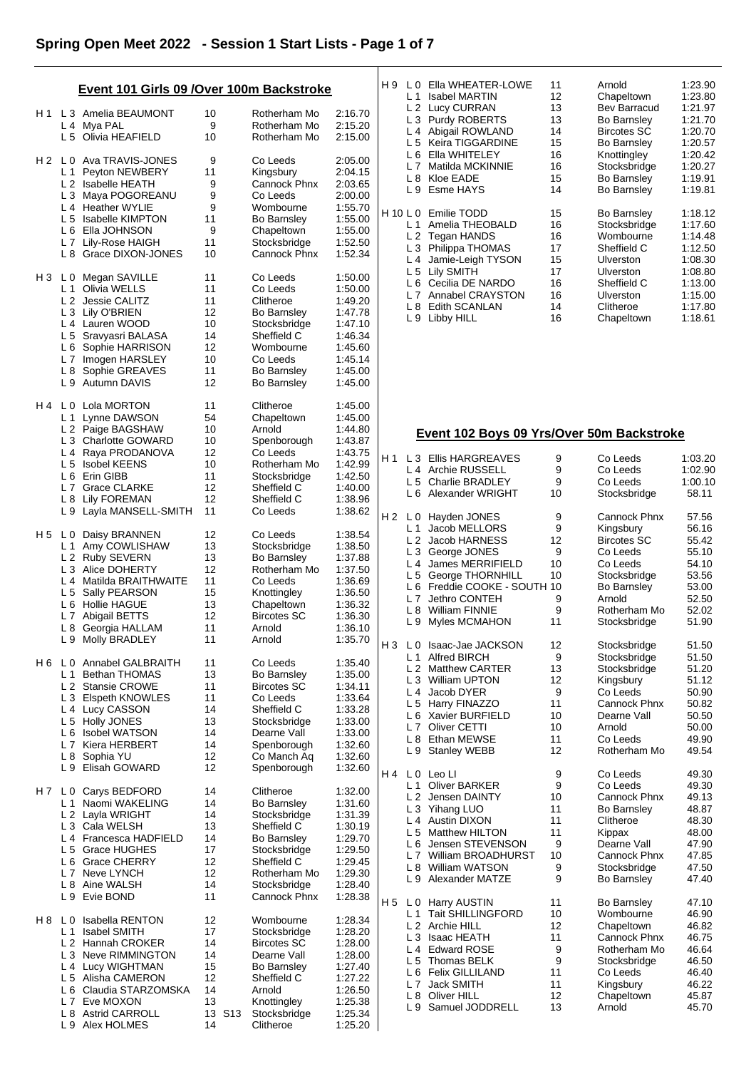# Spring Open Meet 2022 - Session 1 Start Lists - Page 1 of 7

## Event 101 Girls 09 /Over 100m Backstroke

| Heat | Lane | Name | Age | Club | Time |
|---|---|---|---|---|---|
| H 1 | L 3 | Amelia BEAUMONT | 10 | Rotherham Mo | 2:16.70 |
| | L 4 | Mya PAL | 9 | Rotherham Mo | 2:15.20 |
| | L 5 | Olivia HEAFIELD | 10 | Rotherham Mo | 2:15.00 |
| H 2 | L 0 | Ava TRAVIS-JONES | 9 | Co Leeds | 2:05.00 |
| | L 1 | Peyton NEWBERY | 11 | Kingsbury | 2:04.15 |
| | L 2 | Isabelle HEATH | 9 | Cannock Phnx | 2:03.65 |
| | L 3 | Maya POGOREANU | 9 | Co Leeds | 2:00.00 |
| | L 4 | Heather WYLIE | 9 | Wombourne | 1:55.70 |
| | L 5 | Isabelle KIMPTON | 11 | Bo Barnsley | 1:55.00 |
| | L 6 | Ella JOHNSON | 9 | Chapeltown | 1:55.00 |
| | L 7 | Lily-Rose HAIGH | 11 | Stocksbridge | 1:52.50 |
| | L 8 | Grace DIXON-JONES | 10 | Cannock Phnx | 1:52.34 |
| H 3 | L 0 | Megan SAVILLE | 11 | Co Leeds | 1:50.00 |
| | L 1 | Olivia WELLS | 11 | Co Leeds | 1:50.00 |
| | L 2 | Jessie CALITZ | 11 | Clitheroe | 1:49.20 |
| | L 3 | Lily O'BRIEN | 12 | Bo Barnsley | 1:47.78 |
| | L 4 | Lauren WOOD | 10 | Stocksbridge | 1:47.10 |
| | L 5 | Sravyasri BALASA | 14 | Sheffield C | 1:46.34 |
| | L 6 | Sophie HARRISON | 12 | Wombourne | 1:45.60 |
| | L 7 | Imogen HARSLEY | 10 | Co Leeds | 1:45.14 |
| | L 8 | Sophie GREAVES | 11 | Bo Barnsley | 1:45.00 |
| | L 9 | Autumn DAVIS | 12 | Bo Barnsley | 1:45.00 |
| H 4 | L 0 | Lola MORTON | 11 | Clitheroe | 1:45.00 |
| | L 1 | Lynne DAWSON | 54 | Chapeltown | 1:45.00 |
| | L 2 | Paige BAGSHAW | 10 | Arnold | 1:44.80 |
| | L 3 | Charlotte GOWARD | 10 | Spenborough | 1:43.87 |
| | L 4 | Raya PRODANOVA | 12 | Co Leeds | 1:43.75 |
| | L 5 | Isobel KEENS | 10 | Rotherham Mo | 1:42.99 |
| | L 6 | Erin GIBB | 11 | Stocksbridge | 1:42.50 |
| | L 7 | Grace CLARKE | 12 | Sheffield C | 1:40.00 |
| | L 8 | Lily FOREMAN | 12 | Sheffield C | 1:38.96 |
| | L 9 | Layla MANSELL-SMITH | 11 | Co Leeds | 1:38.62 |
| H 5 | L 0 | Daisy BRANNEN | 12 | Co Leeds | 1:38.54 |
| | L 1 | Amy COWLISHAW | 13 | Stocksbridge | 1:38.50 |
| | L 2 | Ruby SEVERN | 13 | Bo Barnsley | 1:37.88 |
| | L 3 | Alice DOHERTY | 12 | Rotherham Mo | 1:37.50 |
| | L 4 | Matilda BRAITHWAITE | 11 | Co Leeds | 1:36.69 |
| | L 5 | Sally PEARSON | 15 | Knottingley | 1:36.50 |
| | L 6 | Hollie HAGUE | 13 | Chapeltown | 1:36.32 |
| | L 7 | Abigail BETTS | 12 | Bircotes SC | 1:36.30 |
| | L 8 | Georgia HALLAM | 11 | Arnold | 1:36.10 |
| | L 9 | Molly BRADLEY | 11 | Arnold | 1:35.70 |
| H 6 | L 0 | Annabel GALBRAITH | 11 | Co Leeds | 1:35.40 |
| | L 1 | Bethan THOMAS | 13 | Bo Barnsley | 1:35.00 |
| | L 2 | Stansie CROWE | 11 | Bircotes SC | 1:34.11 |
| | L 3 | Elspeth KNOWLES | 11 | Co Leeds | 1:33.64 |
| | L 4 | Lucy CASSON | 14 | Sheffield C | 1:33.28 |
| | L 5 | Holly JONES | 13 | Stocksbridge | 1:33.00 |
| | L 6 | Isobel WATSON | 14 | Dearne Vall | 1:33.00 |
| | L 7 | Kiera HERBERT | 14 | Spenborough | 1:32.60 |
| | L 8 | Sophia YU | 12 | Co Manch Aq | 1:32.60 |
| | L 9 | Elisah GOWARD | 12 | Spenborough | 1:32.60 |
| H 7 | L 0 | Carys BEDFORD | 14 | Clitheroe | 1:32.00 |
| | L 1 | Naomi WAKELING | 14 | Bo Barnsley | 1:31.60 |
| | L 2 | Layla WRIGHT | 14 | Stocksbridge | 1:31.39 |
| | L 3 | Cala WELSH | 13 | Sheffield C | 1:30.19 |
| | L 4 | Francesca HADFIELD | 14 | Bo Barnsley | 1:29.70 |
| | L 5 | Grace HUGHES | 17 | Stocksbridge | 1:29.50 |
| | L 6 | Grace CHERRY | 12 | Sheffield C | 1:29.45 |
| | L 7 | Neve LYNCH | 12 | Rotherham Mo | 1:29.30 |
| | L 8 | Aine WALSH | 14 | Stocksbridge | 1:28.40 |
| | L 9 | Evie BOND | 11 | Cannock Phnx | 1:28.38 |
| H 8 | L 0 | Isabella RENTON | 12 | Wombourne | 1:28.34 |
| | L 1 | Isabel SMITH | 17 | Stocksbridge | 1:28.20 |
| | L 2 | Hannah CROKER | 14 | Bircotes SC | 1:28.00 |
| | L 3 | Neve RIMMINGTON | 14 | Dearne Vall | 1:28.00 |
| | L 4 | Lucy WIGHTMAN | 15 | Bo Barnsley | 1:27.40 |
| | L 5 | Alisha CAMERON | 12 | Sheffield C | 1:27.22 |
| | L 6 | Claudia STARZOMSKA | 14 | Arnold | 1:26.50 |
| | L 7 | Eve MOXON | 13 | Knottingley | 1:25.38 |
| | L 8 | Astrid CARROLL | 13 S13 | Stocksbridge | 1:25.34 |
| | L 9 | Alex HOLMES | 14 | Clitheroe | 1:25.20 |
| H 9 | L 0 | Ella WHEATER-LOWE | 11 | Arnold | 1:23.90 |
| | L 1 | Isabel MARTIN | 12 | Chapeltown | 1:23.80 |
| | L 2 | Lucy CURRAN | 13 | Bev Barracud | 1:21.97 |
| | L 3 | Purdy ROBERTS | 13 | Bo Barnsley | 1:21.70 |
| | L 4 | Abigail ROWLAND | 14 | Bircotes SC | 1:20.70 |
| | L 5 | Keira TIGGARDINE | 15 | Bo Barnsley | 1:20.57 |
| | L 6 | Ella WHITELEY | 16 | Knottingley | 1:20.42 |
| | L 7 | Matilda MCKINNIE | 16 | Stocksbridge | 1:20.27 |
| | L 8 | Kloe EADE | 15 | Bo Barnsley | 1:19.91 |
| | L 9 | Esme HAYS | 14 | Bo Barnsley | 1:19.81 |
| H 10 | L 0 | Emilie TODD | 15 | Bo Barnsley | 1:18.12 |
| | L 1 | Amelia THEOBALD | 16 | Stocksbridge | 1:17.60 |
| | L 2 | Tegan HANDS | 16 | Wombourne | 1:14.48 |
| | L 3 | Philippa THOMAS | 17 | Sheffield C | 1:12.50 |
| | L 4 | Jamie-Leigh TYSON | 15 | Ulverston | 1:08.30 |
| | L 5 | Lily SMITH | 17 | Ulverston | 1:08.80 |
| | L 6 | Cecilia DE NARDO | 16 | Sheffield C | 1:13.00 |
| | L 7 | Annabel CRAYSTON | 16 | Ulverston | 1:15.00 |
| | L 8 | Edith SCANLAN | 14 | Clitheroe | 1:17.80 |
| | L 9 | Libby HILL | 16 | Chapeltown | 1:18.61 |

## Event 102 Boys 09 Yrs/Over 50m Backstroke

| Heat | Lane | Name | Age | Club | Time |
|---|---|---|---|---|---|
| H 1 | L 3 | Ellis HARGREAVES | 9 | Co Leeds | 1:03.20 |
| | L 4 | Archie RUSSELL | 9 | Co Leeds | 1:02.90 |
| | L 5 | Charlie BRADLEY | 9 | Co Leeds | 1:00.10 |
| | L 6 | Alexander WRIGHT | 10 | Stocksbridge | 58.11 |
| H 2 | L 0 | Hayden JONES | 9 | Cannock Phnx | 57.56 |
| | L 1 | Jacob MELLORS | 9 | Kingsbury | 56.16 |
| | L 2 | Jacob HARNESS | 12 | Bircotes SC | 55.42 |
| | L 3 | George JONES | 9 | Co Leeds | 55.10 |
| | L 4 | James MERRIFIELD | 10 | Co Leeds | 54.10 |
| | L 5 | George THORNHILL | 10 | Stocksbridge | 53.56 |
| | L 6 | Freddie COOKE - SOUTH | 10 | Bo Barnsley | 53.00 |
| | L 7 | Jethro CONTEH | 9 | Arnold | 52.50 |
| | L 8 | William FINNIE | 9 | Rotherham Mo | 52.02 |
| | L 9 | Myles MCMAHON | 11 | Stocksbridge | 51.90 |
| H 3 | L 0 | Isaac-Jae JACKSON | 12 | Stocksbridge | 51.50 |
| | L 1 | Alfred BIRCH | 9 | Stocksbridge | 51.50 |
| | L 2 | Matthew CARTER | 13 | Stocksbridge | 51.20 |
| | L 3 | William UPTON | 12 | Kingsbury | 51.12 |
| | L 4 | Jacob DYER | 9 | Co Leeds | 50.90 |
| | L 5 | Harry FINAZZO | 11 | Cannock Phnx | 50.82 |
| | L 6 | Xavier BURFIELD | 10 | Dearne Vall | 50.50 |
| | L 7 | Oliver CETTI | 10 | Arnold | 50.00 |
| | L 8 | Ethan MEWSE | 11 | Co Leeds | 49.90 |
| | L 9 | Stanley WEBB | 12 | Rotherham Mo | 49.54 |
| H 4 | L 0 | Leo LI | 9 | Co Leeds | 49.30 |
| | L 1 | Oliver BARKER | 9 | Co Leeds | 49.30 |
| | L 2 | Jensen DAINTY | 10 | Cannock Phnx | 49.13 |
| | L 3 | Yihang LUO | 11 | Bo Barnsley | 48.87 |
| | L 4 | Austin DIXON | 11 | Clitheroe | 48.30 |
| | L 5 | Matthew HILTON | 11 | Kippax | 48.00 |
| | L 6 | Jensen STEVENSON | 9 | Dearne Vall | 47.90 |
| | L 7 | William BROADHURST | 10 | Cannock Phnx | 47.85 |
| | L 8 | William WATSON | 9 | Stocksbridge | 47.50 |
| | L 9 | Alexander MATZE | 9 | Bo Barnsley | 47.40 |
| H 5 | L 0 | Harry AUSTIN | 11 | Bo Barnsley | 47.10 |
| | L 1 | Tait SHILLINGFORD | 10 | Wombourne | 46.90 |
| | L 2 | Archie HILL | 12 | Chapeltown | 46.82 |
| | L 3 | Isaac HEATH | 11 | Cannock Phnx | 46.75 |
| | L 4 | Edward ROSE | 9 | Rotherham Mo | 46.64 |
| | L 5 | Thomas BELK | 9 | Stocksbridge | 46.50 |
| | L 6 | Felix GILLILAND | 11 | Co Leeds | 46.40 |
| | L 7 | Jack SMITH | 11 | Kingsbury | 46.22 |
| | L 8 | Oliver HILL | 12 | Chapeltown | 45.87 |
| | L 9 | Samuel JODDRELL | 13 | Arnold | 45.70 |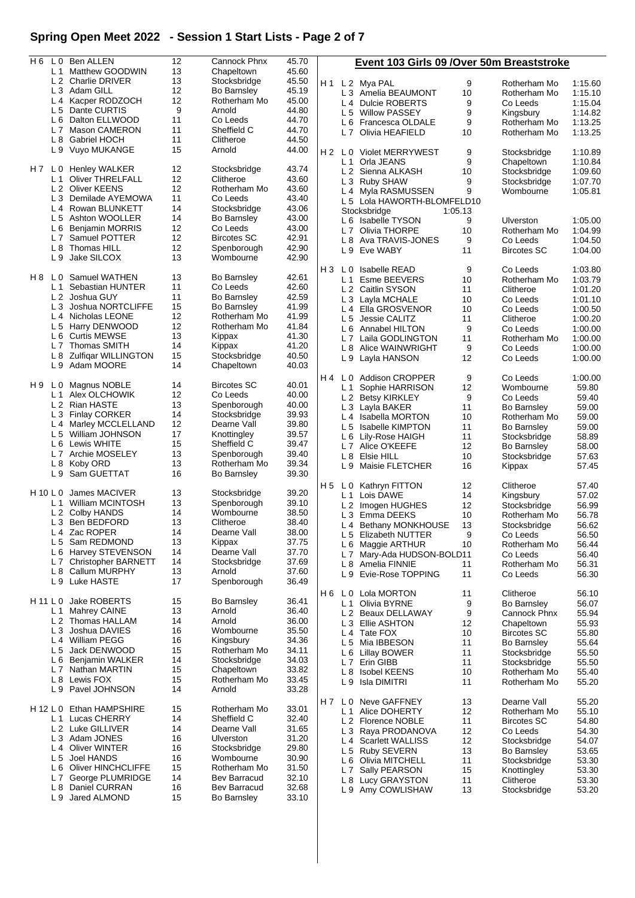# Spring Open Meet 2022 - Session 1 Start Lists - Page 2 of 7

| Heat | Lane | Name | Age | Club | Time |
|---|---|---|---|---|---|
| H 6 | L 0 | Ben ALLEN | 12 | Cannock Phnx | 45.70 |
| | L 1 | Matthew GOODWIN | 13 | Chapeltown | 45.60 |
| | L 2 | Charlie DRIVER | 13 | Stocksbridge | 45.50 |
| | L 3 | Adam GILL | 12 | Bo Barnsley | 45.19 |
| | L 4 | Kacper RODZOCH | 12 | Rotherham Mo | 45.00 |
| | L 5 | Dante CURTIS | 9 | Arnold | 44.80 |
| | L 6 | Dalton ELLWOOD | 11 | Co Leeds | 44.70 |
| | L 7 | Mason CAMERON | 11 | Sheffield C | 44.70 |
| | L 8 | Gabriel HOCH | 11 | Clitheroe | 44.50 |
| | L 9 | Vuyo MUKANGE | 15 | Arnold | 44.00 |
| H 7 | L 0 | Henley WALKER | 12 | Stocksbridge | 43.74 |
| | L 1 | Oliver THRELFALL | 12 | Clitheroe | 43.60 |
| | L 2 | Oliver KEENS | 12 | Rotherham Mo | 43.60 |
| | L 3 | Demilade AYEMOWA | 11 | Co Leeds | 43.40 |
| | L 4 | Rowan BLUNKETT | 14 | Stocksbridge | 43.06 |
| | L 5 | Ashton WOOLLER | 14 | Bo Barnsley | 43.00 |
| | L 6 | Benjamin MORRIS | 12 | Co Leeds | 43.00 |
| | L 7 | Samuel POTTER | 12 | Bircotes SC | 42.91 |
| | L 8 | Thomas HILL | 12 | Spenborough | 42.90 |
| | L 9 | Jake SILCOX | 13 | Wombourne | 42.90 |
| H 8 | L 0 | Samuel WATHEN | 13 | Bo Barnsley | 42.61 |
| | L 1 | Sebastian HUNTER | 11 | Co Leeds | 42.60 |
| | L 2 | Joshua GUY | 11 | Bo Barnsley | 42.59 |
| | L 3 | Joshua NORTCLIFFE | 15 | Bo Barnsley | 41.99 |
| | L 4 | Nicholas LEONE | 12 | Rotherham Mo | 41.99 |
| | L 5 | Harry DENWOOD | 12 | Rotherham Mo | 41.84 |
| | L 6 | Curtis MEWSE | 13 | Kippax | 41.30 |
| | L 7 | Thomas SMITH | 14 | Kippax | 41.20 |
| | L 8 | Zulfiqar WILLINGTON | 15 | Stocksbridge | 40.50 |
| | L 9 | Adam MOORE | 14 | Chapeltown | 40.03 |
| H 9 | L 0 | Magnus NOBLE | 14 | Bircotes SC | 40.01 |
| | L 1 | Alex OLCHOWIK | 12 | Co Leeds | 40.00 |
| | L 2 | Rian HASTE | 13 | Spenborough | 40.00 |
| | L 3 | Finlay CORKER | 14 | Stocksbridge | 39.93 |
| | L 4 | Marley MCCLELLAND | 12 | Dearne Vall | 39.80 |
| | L 5 | William JOHNSON | 17 | Knottingley | 39.57 |
| | L 6 | Lewis WHITE | 15 | Sheffield C | 39.47 |
| | L 7 | Archie MOSELEY | 13 | Spenborough | 39.40 |
| | L 8 | Koby ORD | 13 | Rotherham Mo | 39.34 |
| | L 9 | Sam GUETTAT | 16 | Bo Barnsley | 39.30 |
| H 10 | L 0 | James MACIVER | 13 | Stocksbridge | 39.20 |
| | L 1 | William MCINTOSH | 13 | Spenborough | 39.10 |
| | L 2 | Colby HANDS | 14 | Wombourne | 38.50 |
| | L 3 | Ben BEDFORD | 13 | Clitheroe | 38.40 |
| | L 4 | Zac ROPER | 14 | Dearne Vall | 38.00 |
| | L 5 | Sam REDMOND | 13 | Kippax | 37.75 |
| | L 6 | Harvey STEVENSON | 14 | Dearne Vall | 37.70 |
| | L 7 | Christopher BARNETT | 14 | Stocksbridge | 37.69 |
| | L 8 | Callum MURPHY | 13 | Arnold | 37.60 |
| | L 9 | Luke HASTE | 17 | Spenborough | 36.49 |
| H 11 | L 0 | Jake ROBERTS | 15 | Bo Barnsley | 36.41 |
| | L 1 | Mahrey CAINE | 13 | Arnold | 36.40 |
| | L 2 | Thomas HALLAM | 14 | Arnold | 36.00 |
| | L 3 | Joshua DAVIES | 16 | Wombourne | 35.50 |
| | L 4 | William PEGG | 16 | Kingsbury | 34.36 |
| | L 5 | Jack DENWOOD | 15 | Rotherham Mo | 34.11 |
| | L 6 | Benjamin WALKER | 14 | Stocksbridge | 34.03 |
| | L 7 | Nathan MARTIN | 15 | Chapeltown | 33.82 |
| | L 8 | Lewis FOX | 15 | Rotherham Mo | 33.45 |
| | L 9 | Pavel JOHNSON | 14 | Arnold | 33.28 |
| H 12 | L 0 | Ethan HAMPSHIRE | 15 | Rotherham Mo | 33.01 |
| | L 1 | Lucas CHERRY | 14 | Sheffield C | 32.40 |
| | L 2 | Luke GILLIVER | 14 | Dearne Vall | 31.65 |
| | L 3 | Adam JONES | 16 | Ulverston | 31.20 |
| | L 4 | Oliver WINTER | 16 | Stocksbridge | 29.80 |
| | L 5 | Joel HANDS | 16 | Wombourne | 30.90 |
| | L 6 | Oliver HINCHCLIFFE | 15 | Rotherham Mo | 31.50 |
| | L 7 | George PLUMRIDGE | 14 | Bev Barracud | 32.10 |
| | L 8 | Daniel CURRAN | 16 | Bev Barracud | 32.68 |
| | L 9 | Jared ALMOND | 15 | Bo Barnsley | 33.10 |

## Event 103 Girls 09 /Over 50m Breaststroke

| Heat | Lane | Name | Age | Club | Time |
|---|---|---|---|---|---|
| H 1 | L 2 | Mya PAL | 9 | Rotherham Mo | 1:15.60 |
| | L 3 | Amelia BEAUMONT | 10 | Rotherham Mo | 1:15.10 |
| | L 4 | Dulcie ROBERTS | 9 | Co Leeds | 1:15.04 |
| | L 5 | Willow PASSEY | 9 | Kingsbury | 1:14.82 |
| | L 6 | Francesca OLDALE | 9 | Rotherham Mo | 1:13.25 |
| | L 7 | Olivia HEAFIELD | 10 | Rotherham Mo | 1:13.25 |
| H 2 | L 0 | Violet MERRYWEST | 9 | Stocksbridge | 1:10.89 |
| | L 1 | Orla JEANS | 9 | Chapeltown | 1:10.84 |
| | L 2 | Sienna ALKASH | 10 | Stocksbridge | 1:09.60 |
| | L 3 | Ruby SHAW | 9 | Stocksbridge | 1:07.70 |
| | L 4 | Myla RASMUSSEN | 9 | Wombourne | 1:05.81 |
| | L 5 | Lola HAWORTH-BLOMFELD | 10 | Stocksbridge | 1:05.13 |
| | L 6 | Isabelle TYSON | 9 | Ulverston | 1:05.00 |
| | L 7 | Olivia THORPE | 10 | Rotherham Mo | 1:04.99 |
| | L 8 | Ava TRAVIS-JONES | 9 | Co Leeds | 1:04.50 |
| | L 9 | Eve WABY | 11 | Bircotes SC | 1:04.00 |
| H 3 | L 0 | Isabelle READ | 9 | Co Leeds | 1:03.80 |
| | L 1 | Esme BEEVERS | 10 | Rotherham Mo | 1:03.79 |
| | L 2 | Caitlin SYSON | 11 | Clitheroe | 1:01.20 |
| | L 3 | Layla MCHALE | 10 | Co Leeds | 1:01.10 |
| | L 4 | Ella GROSVENOR | 10 | Co Leeds | 1:00.50 |
| | L 5 | Jessie CALITZ | 11 | Clitheroe | 1:00.20 |
| | L 6 | Annabel HILTON | 9 | Co Leeds | 1:00.00 |
| | L 7 | Laila GODLINGTON | 11 | Rotherham Mo | 1:00.00 |
| | L 8 | Alice WAINWRIGHT | 9 | Co Leeds | 1:00.00 |
| | L 9 | Layla HANSON | 12 | Co Leeds | 1:00.00 |
| H 4 | L 0 | Addison CROPPER | 9 | Co Leeds | 1:00.00 |
| | L 1 | Sophie HARRISON | 12 | Wombourne | 59.80 |
| | L 2 | Betsy KIRKLEY | 9 | Co Leeds | 59.40 |
| | L 3 | Layla BAKER | 11 | Bo Barnsley | 59.00 |
| | L 4 | Isabella MORTON | 10 | Rotherham Mo | 59.00 |
| | L 5 | Isabelle KIMPTON | 11 | Bo Barnsley | 59.00 |
| | L 6 | Lily-Rose HAIGH | 11 | Stocksbridge | 58.89 |
| | L 7 | Alice O'KEEFE | 12 | Bo Barnsley | 58.00 |
| | L 8 | Elsie HILL | 10 | Stocksbridge | 57.63 |
| | L 9 | Maisie FLETCHER | 16 | Kippax | 57.45 |
| H 5 | L 0 | Kathryn FITTON | 12 | Clitheroe | 57.40 |
| | L 1 | Lois DAWE | 14 | Kingsbury | 57.02 |
| | L 2 | Imogen HUGHES | 12 | Stocksbridge | 56.99 |
| | L 3 | Emma DEEKS | 10 | Rotherham Mo | 56.78 |
| | L 4 | Bethany MONKHOUSE | 13 | Stocksbridge | 56.62 |
| | L 5 | Elizabeth NUTTER | 9 | Co Leeds | 56.50 |
| | L 6 | Maggie ARTHUR | 10 | Rotherham Mo | 56.44 |
| | L 7 | Mary-Ada HUDSON-BOLD | 11 | Co Leeds | 56.40 |
| | L 8 | Amelia FINNIE | 11 | Rotherham Mo | 56.31 |
| | L 9 | Evie-Rose TOPPING | 11 | Co Leeds | 56.30 |
| H 6 | L 0 | Lola MORTON | 11 | Clitheroe | 56.10 |
| | L 1 | Olivia BYRNE | 9 | Bo Barnsley | 56.07 |
| | L 2 | Beaux DELLAWAY | 9 | Cannock Phnx | 55.94 |
| | L 3 | Ellie ASHTON | 12 | Chapeltown | 55.93 |
| | L 4 | Tate FOX | 10 | Bircotes SC | 55.80 |
| | L 5 | Mia IBBESON | 11 | Bo Barnsley | 55.64 |
| | L 6 | Lillay BOWER | 11 | Stocksbridge | 55.50 |
| | L 7 | Erin GIBB | 11 | Stocksbridge | 55.50 |
| | L 8 | Isobel KEENS | 10 | Rotherham Mo | 55.40 |
| | L 9 | Isla DIMITRI | 11 | Rotherham Mo | 55.20 |
| H 7 | L 0 | Neve GAFFNEY | 13 | Dearne Vall | 55.20 |
| | L 1 | Alice DOHERTY | 12 | Rotherham Mo | 55.10 |
| | L 2 | Florence NOBLE | 11 | Bircotes SC | 54.80 |
| | L 3 | Raya PRODANOVA | 12 | Co Leeds | 54.30 |
| | L 4 | Scarlett WALLISS | 12 | Stocksbridge | 54.07 |
| | L 5 | Ruby SEVERN | 13 | Bo Barnsley | 53.65 |
| | L 6 | Olivia MITCHELL | 11 | Stocksbridge | 53.30 |
| | L 7 | Sally PEARSON | 15 | Knottingley | 53.30 |
| | L 8 | Lucy GRAYSTON | 11 | Clitheroe | 53.30 |
| | L 9 | Amy COWLISHAW | 13 | Stocksbridge | 53.20 |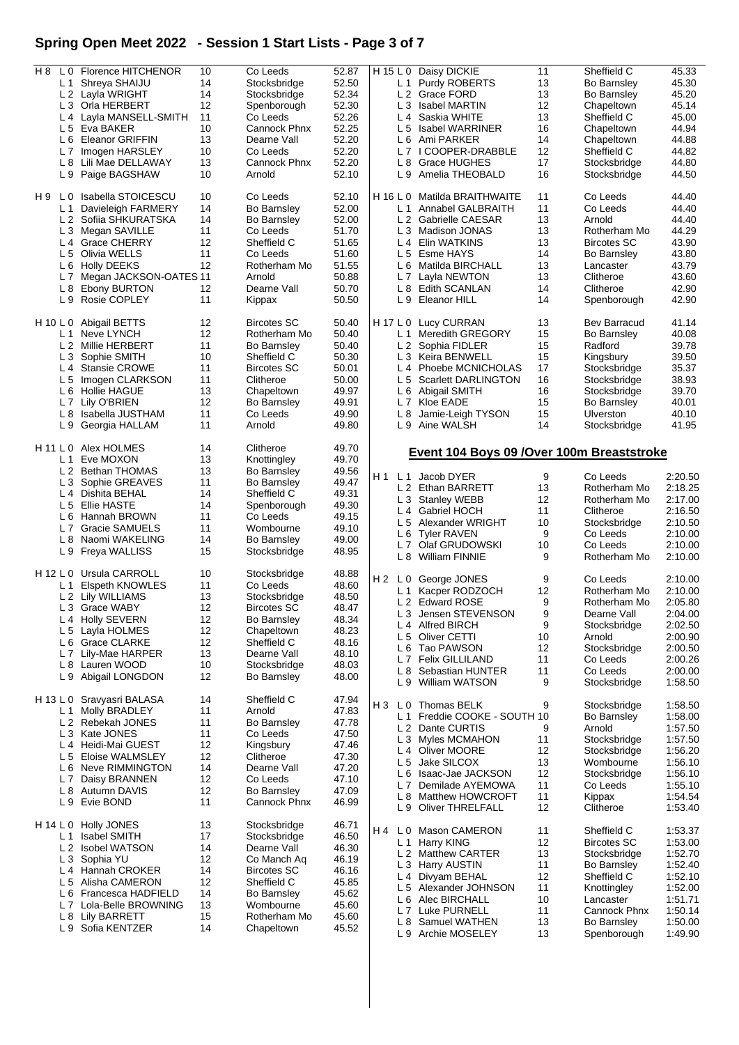# Spring Open Meet 2022 - Session 1 Start Lists - Page 3 of 7

| Heat | Lane | Name | Age | Club | Time |
|---|---|---|---|---|---|
| H 8 | L 0 | Florence HITCHENOR | 10 | Co Leeds | 52.87 |
| | L 1 | Shreya SHAIJU | 14 | Stocksbridge | 52.50 |
| | L 2 | Layla WRIGHT | 14 | Stocksbridge | 52.34 |
| | L 3 | Orla HERBERT | 12 | Spenborough | 52.30 |
| | L 4 | Layla MANSELL-SMITH | 11 | Co Leeds | 52.26 |
| | L 5 | Eva BAKER | 10 | Cannock Phnx | 52.25 |
| | L 6 | Eleanor GRIFFIN | 13 | Dearne Vall | 52.20 |
| | L 7 | Imogen HARSLEY | 10 | Co Leeds | 52.20 |
| | L 8 | Lili Mae DELLAWAY | 13 | Cannock Phnx | 52.20 |
| | L 9 | Paige BAGSHAW | 10 | Arnold | 52.10 |
| H 9 | L 0 | Isabella STOICESCU | 10 | Co Leeds | 52.10 |
| | L 1 | Davieleigh FARMERY | 14 | Bo Barnsley | 52.00 |
| | L 2 | Sofiia SHKURATSKA | 14 | Bo Barnsley | 52.00 |
| | L 3 | Megan SAVILLE | 11 | Co Leeds | 51.70 |
| | L 4 | Grace CHERRY | 12 | Sheffield C | 51.65 |
| | L 5 | Olivia WELLS | 11 | Co Leeds | 51.60 |
| | L 6 | Holly DEEKS | 12 | Rotherham Mo | 51.55 |
| | L 7 | Megan JACKSON-OATES | 11 | Arnold | 50.88 |
| | L 8 | Ebony BURTON | 12 | Dearne Vall | 50.70 |
| | L 9 | Rosie COPLEY | 11 | Kippax | 50.50 |
| H 10 | L 0 | Abigail BETTS | 12 | Bircotes SC | 50.40 |
| | L 1 | Neve LYNCH | 12 | Rotherham Mo | 50.40 |
| | L 2 | Millie HERBERT | 11 | Bo Barnsley | 50.40 |
| | L 3 | Sophie SMITH | 10 | Sheffield C | 50.30 |
| | L 4 | Stansie CROWE | 11 | Bircotes SC | 50.01 |
| | L 5 | Imogen CLARKSON | 11 | Clitheroe | 50.00 |
| | L 6 | Hollie HAGUE | 13 | Chapeltown | 49.97 |
| | L 7 | Lily O'BRIEN | 12 | Bo Barnsley | 49.91 |
| | L 8 | Isabella JUSTHAM | 11 | Co Leeds | 49.90 |
| | L 9 | Georgia HALLAM | 11 | Arnold | 49.80 |
| H 11 | L 0 | Alex HOLMES | 14 | Clitheroe | 49.70 |
| | L 1 | Eve MOXON | 13 | Knottingley | 49.70 |
| | L 2 | Bethan THOMAS | 13 | Bo Barnsley | 49.56 |
| | L 3 | Sophie GREAVES | 11 | Bo Barnsley | 49.47 |
| | L 4 | Dishita BEHAL | 14 | Sheffield C | 49.31 |
| | L 5 | Ellie HASTE | 14 | Spenborough | 49.30 |
| | L 6 | Hannah BROWN | 11 | Co Leeds | 49.15 |
| | L 7 | Gracie SAMUELS | 11 | Wombourne | 49.10 |
| | L 8 | Naomi WAKELING | 14 | Bo Barnsley | 49.00 |
| | L 9 | Freya WALLISS | 15 | Stocksbridge | 48.95 |
| H 12 | L 0 | Ursula CARROLL | 10 | Stocksbridge | 48.88 |
| | L 1 | Elspeth KNOWLES | 11 | Co Leeds | 48.60 |
| | L 2 | Lily WILLIAMS | 13 | Stocksbridge | 48.50 |
| | L 3 | Grace WABY | 12 | Bircotes SC | 48.47 |
| | L 4 | Holly SEVERN | 12 | Bo Barnsley | 48.34 |
| | L 5 | Layla HOLMES | 12 | Chapeltown | 48.23 |
| | L 6 | Grace CLARKE | 12 | Sheffield C | 48.16 |
| | L 7 | Lily-Mae HARPER | 13 | Dearne Vall | 48.10 |
| | L 8 | Lauren WOOD | 10 | Stocksbridge | 48.03 |
| | L 9 | Abigail LONGDON | 12 | Bo Barnsley | 48.00 |
| H 13 | L 0 | Sravyasri BALASA | 14 | Sheffield C | 47.94 |
| | L 1 | Molly BRADLEY | 11 | Arnold | 47.83 |
| | L 2 | Rebekah JONES | 11 | Bo Barnsley | 47.78 |
| | L 3 | Kate JONES | 11 | Co Leeds | 47.50 |
| | L 4 | Heidi-Mai GUEST | 12 | Kingsbury | 47.46 |
| | L 5 | Eloise WALMSLEY | 12 | Clitheroe | 47.30 |
| | L 6 | Neve RIMMINGTON | 14 | Dearne Vall | 47.20 |
| | L 7 | Daisy BRANNEN | 12 | Co Leeds | 47.10 |
| | L 8 | Autumn DAVIS | 12 | Bo Barnsley | 47.09 |
| | L 9 | Evie BOND | 11 | Cannock Phnx | 46.99 |
| H 14 | L 0 | Holly JONES | 13 | Stocksbridge | 46.71 |
| | L 1 | Isabel SMITH | 17 | Stocksbridge | 46.50 |
| | L 2 | Isobel WATSON | 14 | Dearne Vall | 46.30 |
| | L 3 | Sophia YU | 12 | Co Manch Aq | 46.19 |
| | L 4 | Hannah CROKER | 14 | Bircotes SC | 46.16 |
| | L 5 | Alisha CAMERON | 12 | Sheffield C | 45.85 |
| | L 6 | Francesca HADFIELD | 14 | Bo Barnsley | 45.62 |
| | L 7 | Lola-Belle BROWNING | 13 | Wombourne | 45.60 |
| | L 8 | Lily BARRETT | 15 | Rotherham Mo | 45.60 |
| | L 9 | Sofia KENTZER | 14 | Chapeltown | 45.52 |
| H 15 | L 0 | Daisy DICKIE | 11 | Sheffield C | 45.33 |
| | L 1 | Purdy ROBERTS | 13 | Bo Barnsley | 45.30 |
| | L 2 | Grace FORD | 13 | Bo Barnsley | 45.20 |
| | L 3 | Isabel MARTIN | 12 | Chapeltown | 45.14 |
| | L 4 | Saskia WHITE | 13 | Sheffield C | 45.00 |
| | L 5 | Isabel WARRINER | 16 | Chapeltown | 44.94 |
| | L 6 | Ami PARKER | 14 | Chapeltown | 44.88 |
| | L 7 | I COOPER-DRABBLE | 12 | Sheffield C | 44.82 |
| | L 8 | Grace HUGHES | 17 | Stocksbridge | 44.80 |
| | L 9 | Amelia THEOBALD | 16 | Stocksbridge | 44.50 |
| H 16 | L 0 | Matilda BRAITHWAITE | 11 | Co Leeds | 44.40 |
| | L 1 | Annabel GALBRAITH | 11 | Co Leeds | 44.40 |
| | L 2 | Gabrielle CAESAR | 13 | Arnold | 44.40 |
| | L 3 | Madison JONAS | 13 | Rotherham Mo | 44.29 |
| | L 4 | Elin WATKINS | 13 | Bircotes SC | 43.90 |
| | L 5 | Esme HAYS | 14 | Bo Barnsley | 43.80 |
| | L 6 | Matilda BIRCHALL | 13 | Lancaster | 43.79 |
| | L 7 | Layla NEWTON | 13 | Clitheroe | 43.60 |
| | L 8 | Edith SCANLAN | 14 | Clitheroe | 42.90 |
| | L 9 | Eleanor HILL | 14 | Spenborough | 42.90 |
| H 17 | L 0 | Lucy CURRAN | 13 | Bev Barracud | 41.14 |
| | L 1 | Meredith GREGORY | 15 | Bo Barnsley | 40.08 |
| | L 2 | Sophia FIDLER | 15 | Radford | 39.78 |
| | L 3 | Keira BENWELL | 15 | Kingsbury | 39.50 |
| | L 4 | Phoebe MCNICHOLAS | 17 | Stocksbridge | 35.37 |
| | L 5 | Scarlett DARLINGTON | 16 | Stocksbridge | 38.93 |
| | L 6 | Abigail SMITH | 16 | Stocksbridge | 39.70 |
| | L 7 | Kloe EADE | 15 | Bo Barnsley | 40.01 |
| | L 8 | Jamie-Leigh TYSON | 15 | Ulverston | 40.10 |
| | L 9 | Aine WALSH | 14 | Stocksbridge | 41.95 |

## Event 104 Boys 09 /Over 100m Breaststroke

| Heat | Lane | Name | Age | Club | Time |
|---|---|---|---|---|---|
| H 1 | L 1 | Jacob DYER | 9 | Co Leeds | 2:20.50 |
| | L 2 | Ethan BARRETT | 13 | Rotherham Mo | 2:18.25 |
| | L 3 | Stanley WEBB | 12 | Rotherham Mo | 2:17.00 |
| | L 4 | Gabriel HOCH | 11 | Clitheroe | 2:16.50 |
| | L 5 | Alexander WRIGHT | 10 | Stocksbridge | 2:10.50 |
| | L 6 | Tyler RAVEN | 9 | Co Leeds | 2:10.00 |
| | L 7 | Olaf GRUDOWSKI | 10 | Co Leeds | 2:10.00 |
| | L 8 | William FINNIE | 9 | Rotherham Mo | 2:10.00 |
| H 2 | L 0 | George JONES | 9 | Co Leeds | 2:10.00 |
| | L 1 | Kacper RODZOCH | 12 | Rotherham Mo | 2:10.00 |
| | L 2 | Edward ROSE | 9 | Rotherham Mo | 2:05.80 |
| | L 3 | Jensen STEVENSON | 9 | Dearne Vall | 2:04.00 |
| | L 4 | Alfred BIRCH | 9 | Stocksbridge | 2:02.50 |
| | L 5 | Oliver CETTI | 10 | Arnold | 2:00.90 |
| | L 6 | Tao PAWSON | 12 | Stocksbridge | 2:00.50 |
| | L 7 | Felix GILLILAND | 11 | Co Leeds | 2:00.26 |
| | L 8 | Sebastian HUNTER | 11 | Co Leeds | 2:00.00 |
| | L 9 | William WATSON | 9 | Stocksbridge | 1:58.50 |
| H 3 | L 0 | Thomas BELK | 9 | Stocksbridge | 1:58.50 |
| | L 1 | Freddie COOKE - SOUTH | 10 | Bo Barnsley | 1:58.00 |
| | L 2 | Dante CURTIS | 9 | Arnold | 1:57.50 |
| | L 3 | Myles MCMAHON | 11 | Stocksbridge | 1:57.50 |
| | L 4 | Oliver MOORE | 12 | Stocksbridge | 1:56.20 |
| | L 5 | Jake SILCOX | 13 | Wombourne | 1:56.10 |
| | L 6 | Isaac-Jae JACKSON | 12 | Stocksbridge | 1:56.10 |
| | L 7 | Demilade AYEMOWA | 11 | Co Leeds | 1:55.10 |
| | L 8 | Matthew HOWCROFT | 11 | Kippax | 1:54.54 |
| | L 9 | Oliver THRELFALL | 12 | Clitheroe | 1:53.40 |
| H 4 | L 0 | Mason CAMERON | 11 | Sheffield C | 1:53.37 |
| | L 1 | Harry KING | 12 | Bircotes SC | 1:53.00 |
| | L 2 | Matthew CARTER | 13 | Stocksbridge | 1:52.70 |
| | L 3 | Harry AUSTIN | 11 | Bo Barnsley | 1:52.40 |
| | L 4 | Divyam BEHAL | 12 | Sheffield C | 1:52.10 |
| | L 5 | Alexander JOHNSON | 11 | Knottingley | 1:52.00 |
| | L 6 | Alec BIRCHALL | 10 | Lancaster | 1:51.71 |
| | L 7 | Luke PURNELL | 11 | Cannock Phnx | 1:50.14 |
| | L 8 | Samuel WATHEN | 13 | Bo Barnsley | 1:50.00 |
| | L 9 | Archie MOSELEY | 13 | Spenborough | 1:49.90 |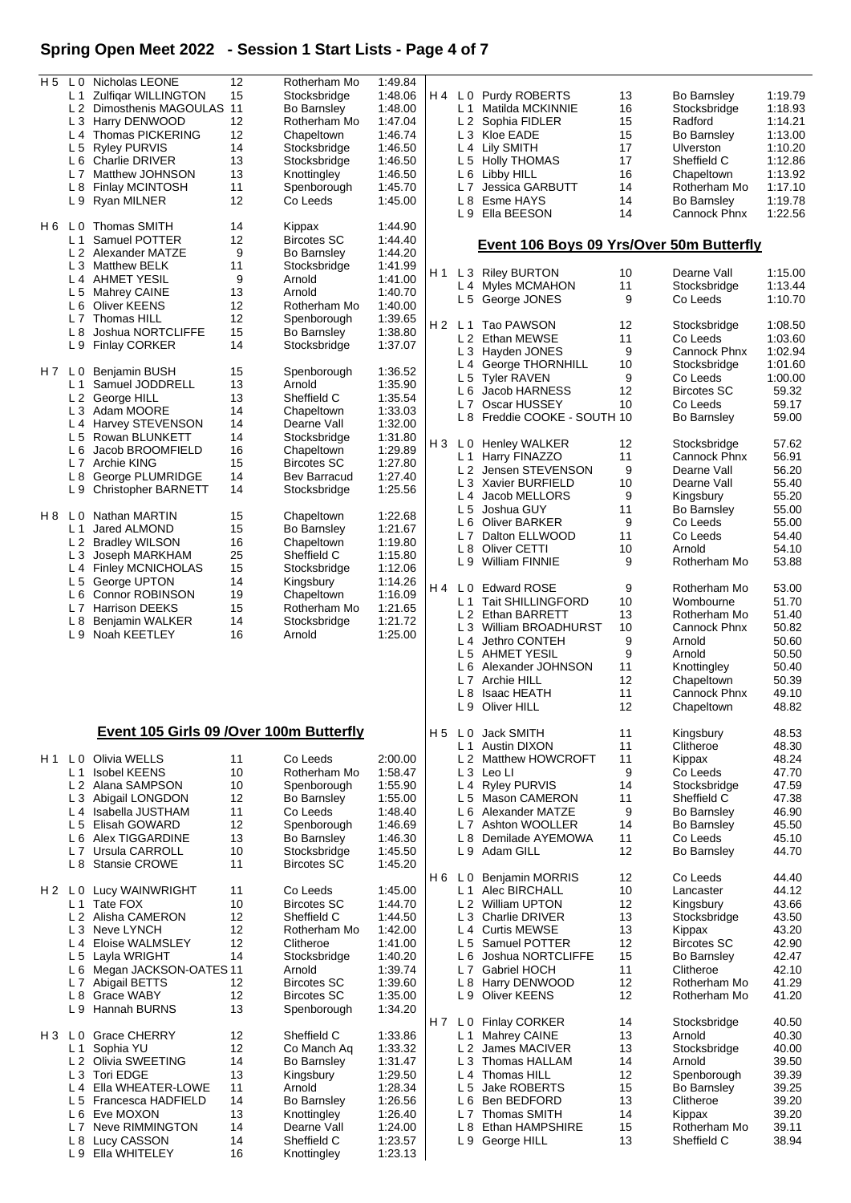# Spring Open Meet 2022 - Session 1 Start Lists - Page 4 of 7

| Heat | Lane | Name | Age | Club | Time |
|---|---|---|---|---|---|
| H 5 | L 0 | Nicholas LEONE | 12 | Rotherham Mo | 1:49.84 |
| | L 1 | Zulfiqar WILLINGTON | 15 | Stocksbridge | 1:48.06 |
| | L 2 | Dimosthenis MAGOULAS | 11 | Bo Barnsley | 1:48.00 |
| | L 3 | Harry DENWOOD | 12 | Rotherham Mo | 1:47.04 |
| | L 4 | Thomas PICKERING | 12 | Chapeltown | 1:46.74 |
| | L 5 | Ryley PURVIS | 14 | Stocksbridge | 1:46.50 |
| | L 6 | Charlie DRIVER | 13 | Stocksbridge | 1:46.50 |
| | L 7 | Matthew JOHNSON | 13 | Knottingley | 1:46.50 |
| | L 8 | Finlay MCINTOSH | 11 | Spenborough | 1:45.70 |
| | L 9 | Ryan MILNER | 12 | Co Leeds | 1:45.00 |
| H 6 | L 0 | Thomas SMITH | 14 | Kippax | 1:44.90 |
| | L 1 | Samuel POTTER | 12 | Bircotes SC | 1:44.40 |
| | L 2 | Alexander MATZE | 9 | Bo Barnsley | 1:44.20 |
| | L 3 | Matthew BELK | 11 | Stocksbridge | 1:41.99 |
| | L 4 | AHMET YESIL | 9 | Arnold | 1:41.00 |
| | L 5 | Mahrey CAINE | 13 | Arnold | 1:40.70 |
| | L 6 | Oliver KEENS | 12 | Rotherham Mo | 1:40.00 |
| | L 7 | Thomas HILL | 12 | Spenborough | 1:39.65 |
| | L 8 | Joshua NORTCLIFFE | 15 | Bo Barnsley | 1:38.80 |
| | L 9 | Finlay CORKER | 14 | Stocksbridge | 1:37.07 |
| H 7 | L 0 | Benjamin BUSH | 15 | Spenborough | 1:36.52 |
| | L 1 | Samuel JODDRELL | 13 | Arnold | 1:35.90 |
| | L 2 | George HILL | 13 | Sheffield C | 1:35.54 |
| | L 3 | Adam MOORE | 14 | Chapeltown | 1:33.03 |
| | L 4 | Harvey STEVENSON | 14 | Dearne Vall | 1:32.00 |
| | L 5 | Rowan BLUNKETT | 14 | Stocksbridge | 1:31.80 |
| | L 6 | Jacob BROOMFIELD | 16 | Chapeltown | 1:29.89 |
| | L 7 | Archie KING | 15 | Bircotes SC | 1:27.80 |
| | L 8 | George PLUMRIDGE | 14 | Bev Barracud | 1:27.40 |
| | L 9 | Christopher BARNETT | 14 | Stocksbridge | 1:25.56 |
| H 8 | L 0 | Nathan MARTIN | 15 | Chapeltown | 1:22.68 |
| | L 1 | Jared ALMOND | 15 | Bo Barnsley | 1:21.67 |
| | L 2 | Bradley WILSON | 16 | Chapeltown | 1:19.80 |
| | L 3 | Joseph MARKHAM | 25 | Sheffield C | 1:15.80 |
| | L 4 | Finley MCNICHOLAS | 15 | Stocksbridge | 1:12.06 |
| | L 5 | George UPTON | 14 | Kingsbury | 1:14.26 |
| | L 6 | Connor ROBINSON | 19 | Chapeltown | 1:16.09 |
| | L 7 | Harrison DEEKS | 15 | Rotherham Mo | 1:21.65 |
| | L 8 | Benjamin WALKER | 14 | Stocksbridge | 1:21.72 |
| | L 9 | Noah KEETLEY | 16 | Arnold | 1:25.00 |

## Event 105 Girls 09 /Over 100m Butterfly

| Heat | Lane | Name | Age | Club | Time |
|---|---|---|---|---|---|
| H 1 | L 0 | Olivia WELLS | 11 | Co Leeds | 2:00.00 |
| | L 1 | Isobel KEENS | 10 | Rotherham Mo | 1:58.47 |
| | L 2 | Alana SAMPSON | 10 | Spenborough | 1:55.90 |
| | L 3 | Abigail LONGDON | 12 | Bo Barnsley | 1:55.00 |
| | L 4 | Isabella JUSTHAM | 11 | Co Leeds | 1:48.40 |
| | L 5 | Elisah GOWARD | 12 | Spenborough | 1:46.69 |
| | L 6 | Alex TIGGARDINE | 13 | Bo Barnsley | 1:46.30 |
| | L 7 | Ursula CARROLL | 10 | Stocksbridge | 1:45.50 |
| | L 8 | Stansie CROWE | 11 | Bircotes SC | 1:45.20 |
| H 2 | L 0 | Lucy WAINWRIGHT | 11 | Co Leeds | 1:45.00 |
| | L 1 | Tate FOX | 10 | Bircotes SC | 1:44.70 |
| | L 2 | Alisha CAMERON | 12 | Sheffield C | 1:44.50 |
| | L 3 | Neve LYNCH | 12 | Rotherham Mo | 1:42.00 |
| | L 4 | Eloise WALMSLEY | 12 | Clitheroe | 1:41.00 |
| | L 5 | Layla WRIGHT | 14 | Stocksbridge | 1:40.20 |
| | L 6 | Megan JACKSON-OATES | 11 | Arnold | 1:39.74 |
| | L 7 | Abigail BETTS | 12 | Bircotes SC | 1:39.60 |
| | L 8 | Grace WABY | 12 | Bircotes SC | 1:35.00 |
| | L 9 | Hannah BURNS | 13 | Spenborough | 1:34.20 |
| H 3 | L 0 | Grace CHERRY | 12 | Sheffield C | 1:33.86 |
| | L 1 | Sophia YU | 12 | Co Manch Aq | 1:33.32 |
| | L 2 | Olivia SWEETING | 14 | Bo Barnsley | 1:31.47 |
| | L 3 | Tori EDGE | 13 | Kingsbury | 1:29.50 |
| | L 4 | Ella WHEATER-LOWE | 11 | Arnold | 1:28.34 |
| | L 5 | Francesca HADFIELD | 14 | Bo Barnsley | 1:26.56 |
| | L 6 | Eve MOXON | 13 | Knottingley | 1:26.40 |
| | L 7 | Neve RIMMINGTON | 14 | Dearne Vall | 1:24.00 |
| | L 8 | Lucy CASSON | 14 | Sheffield C | 1:23.57 |
| | L 9 | Ella WHITELEY | 16 | Knottingley | 1:23.13 |
| H 4 | L 0 | Purdy ROBERTS | 13 | Bo Barnsley | 1:19.79 |
| | L 1 | Matilda MCKINNIE | 16 | Stocksbridge | 1:18.93 |
| | L 2 | Sophia FIDLER | 15 | Radford | 1:14.21 |
| | L 3 | Kloe EADE | 15 | Bo Barnsley | 1:13.00 |
| | L 4 | Lily SMITH | 17 | Ulverston | 1:10.20 |
| | L 5 | Holly THOMAS | 17 | Sheffield C | 1:12.86 |
| | L 6 | Libby HILL | 16 | Chapeltown | 1:13.92 |
| | L 7 | Jessica GARBUTT | 14 | Rotherham Mo | 1:17.10 |
| | L 8 | Esme HAYS | 14 | Bo Barnsley | 1:19.78 |
| | L 9 | Ella BEESON | 14 | Cannock Phnx | 1:22.56 |

## Event 106 Boys 09 Yrs/Over 50m Butterfly

| Heat | Lane | Name | Age | Club | Time |
|---|---|---|---|---|---|
| H 1 | L 3 | Riley BURTON | 10 | Dearne Vall | 1:15.00 |
| | L 4 | Myles MCMAHON | 11 | Stocksbridge | 1:13.44 |
| | L 5 | George JONES | 9 | Co Leeds | 1:10.70 |
| H 2 | L 1 | Tao PAWSON | 12 | Stocksbridge | 1:08.50 |
| | L 2 | Ethan MEWSE | 11 | Co Leeds | 1:03.60 |
| | L 3 | Hayden JONES | 9 | Cannock Phnx | 1:02.94 |
| | L 4 | George THORNHILL | 10 | Stocksbridge | 1:01.60 |
| | L 5 | Tyler RAVEN | 9 | Co Leeds | 1:00.00 |
| | L 6 | Jacob HARNESS | 12 | Bircotes SC | 59.32 |
| | L 7 | Oscar HUSSEY | 10 | Co Leeds | 59.17 |
| | L 8 | Freddie COOKE - SOUTH | 10 | Bo Barnsley | 59.00 |
| H 3 | L 0 | Henley WALKER | 12 | Stocksbridge | 57.62 |
| | L 1 | Harry FINAZZO | 11 | Cannock Phnx | 56.91 |
| | L 2 | Jensen STEVENSON | 9 | Dearne Vall | 56.20 |
| | L 3 | Xavier BURFIELD | 10 | Dearne Vall | 55.40 |
| | L 4 | Jacob MELLORS | 9 | Kingsbury | 55.20 |
| | L 5 | Joshua GUY | 11 | Bo Barnsley | 55.00 |
| | L 6 | Oliver BARKER | 9 | Co Leeds | 55.00 |
| | L 7 | Dalton ELLWOOD | 11 | Co Leeds | 54.40 |
| | L 8 | Oliver CETTI | 10 | Arnold | 54.10 |
| | L 9 | William FINNIE | 9 | Rotherham Mo | 53.88 |
| H 4 | L 0 | Edward ROSE | 9 | Rotherham Mo | 53.00 |
| | L 1 | Tait SHILLINGFORD | 10 | Wombourne | 51.70 |
| | L 2 | Ethan BARRETT | 13 | Rotherham Mo | 51.40 |
| | L 3 | William BROADHURST | 10 | Cannock Phnx | 50.82 |
| | L 4 | Jethro CONTEH | 9 | Arnold | 50.60 |
| | L 5 | AHMET YESIL | 9 | Arnold | 50.50 |
| | L 6 | Alexander JOHNSON | 11 | Knottingley | 50.40 |
| | L 7 | Archie HILL | 12 | Chapeltown | 50.39 |
| | L 8 | Isaac HEATH | 11 | Cannock Phnx | 49.10 |
| | L 9 | Oliver HILL | 12 | Chapeltown | 48.82 |
| H 5 | L 0 | Jack SMITH | 11 | Kingsbury | 48.53 |
| | L 1 | Austin DIXON | 11 | Clitheroe | 48.30 |
| | L 2 | Matthew HOWCROFT | 11 | Kippax | 48.24 |
| | L 3 | Leo LI | 9 | Co Leeds | 47.70 |
| | L 4 | Ryley PURVIS | 14 | Stocksbridge | 47.59 |
| | L 5 | Mason CAMERON | 11 | Sheffield C | 47.38 |
| | L 6 | Alexander MATZE | 9 | Bo Barnsley | 46.90 |
| | L 7 | Ashton WOOLLER | 14 | Bo Barnsley | 45.50 |
| | L 8 | Demilade AYEMOWA | 11 | Co Leeds | 45.10 |
| | L 9 | Adam GILL | 12 | Bo Barnsley | 44.70 |
| H 6 | L 0 | Benjamin MORRIS | 12 | Co Leeds | 44.40 |
| | L 1 | Alec BIRCHALL | 10 | Lancaster | 44.12 |
| | L 2 | William UPTON | 12 | Kingsbury | 43.66 |
| | L 3 | Charlie DRIVER | 13 | Stocksbridge | 43.50 |
| | L 4 | Curtis MEWSE | 13 | Kippax | 43.20 |
| | L 5 | Samuel POTTER | 12 | Bircotes SC | 42.90 |
| | L 6 | Joshua NORTCLIFFE | 15 | Bo Barnsley | 42.47 |
| | L 7 | Gabriel HOCH | 11 | Clitheroe | 42.10 |
| | L 8 | Harry DENWOOD | 12 | Rotherham Mo | 41.29 |
| | L 9 | Oliver KEENS | 12 | Rotherham Mo | 41.20 |
| H 7 | L 0 | Finlay CORKER | 14 | Stocksbridge | 40.50 |
| | L 1 | Mahrey CAINE | 13 | Arnold | 40.30 |
| | L 2 | James MACIVER | 13 | Stocksbridge | 40.00 |
| | L 3 | Thomas HALLAM | 14 | Arnold | 39.50 |
| | L 4 | Thomas HILL | 12 | Spenborough | 39.39 |
| | L 5 | Jake ROBERTS | 15 | Bo Barnsley | 39.25 |
| | L 6 | Ben BEDFORD | 13 | Clitheroe | 39.20 |
| | L 7 | Thomas SMITH | 14 | Kippax | 39.20 |
| | L 8 | Ethan HAMPSHIRE | 15 | Rotherham Mo | 39.11 |
| | L 9 | George HILL | 13 | Sheffield C | 38.94 |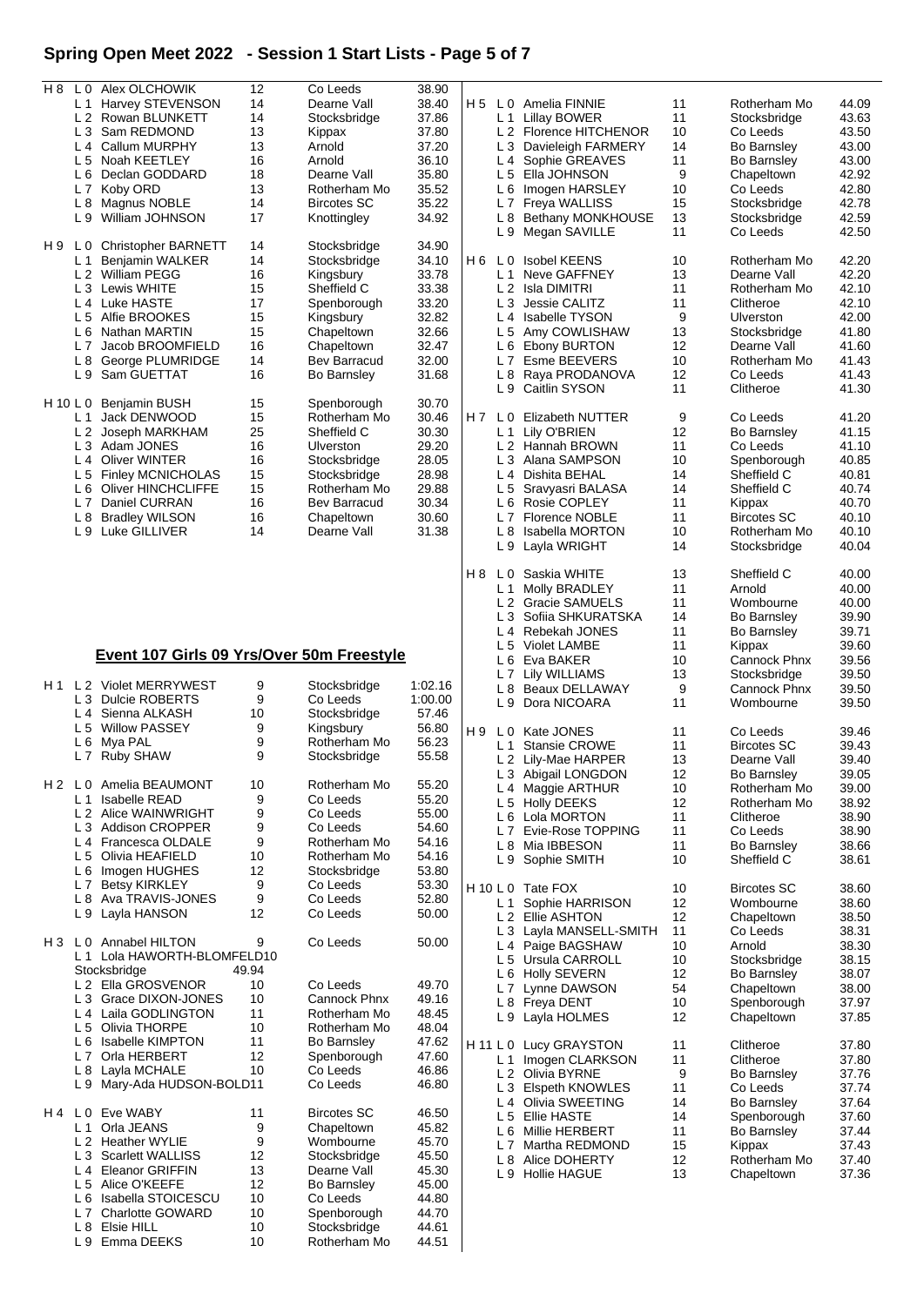# Spring Open Meet 2022 - Session 1 Start Lists - Page 5 of 7

| Heat | Lane | Name | Age | Club | Time |
|---|---|---|---|---|---|
| H 8 | L 0 | Alex OLCHOWIK | 12 | Co Leeds | 38.90 |
| | L 1 | Harvey STEVENSON | 14 | Dearne Vall | 38.40 |
| | L 2 | Rowan BLUNKETT | 14 | Stocksbridge | 37.86 |
| | L 3 | Sam REDMOND | 13 | Kippax | 37.80 |
| | L 4 | Callum MURPHY | 13 | Arnold | 37.20 |
| | L 5 | Noah KEETLEY | 16 | Arnold | 36.10 |
| | L 6 | Declan GODDARD | 18 | Dearne Vall | 35.80 |
| | L 7 | Koby ORD | 13 | Rotherham Mo | 35.52 |
| | L 8 | Magnus NOBLE | 14 | Bircotes SC | 35.22 |
| | L 9 | William JOHNSON | 17 | Knottingley | 34.92 |
| H 9 | L 0 | Christopher BARNETT | 14 | Stocksbridge | 34.90 |
| | L 1 | Benjamin WALKER | 14 | Stocksbridge | 34.10 |
| | L 2 | William PEGG | 16 | Kingsbury | 33.78 |
| | L 3 | Lewis WHITE | 15 | Sheffield C | 33.38 |
| | L 4 | Luke HASTE | 17 | Spenborough | 33.20 |
| | L 5 | Alfie BROOKES | 15 | Kingsbury | 32.82 |
| | L 6 | Nathan MARTIN | 15 | Chapeltown | 32.66 |
| | L 7 | Jacob BROOMFIELD | 16 | Chapeltown | 32.47 |
| | L 8 | George PLUMRIDGE | 14 | Bev Barracud | 32.00 |
| | L 9 | Sam GUETTAT | 16 | Bo Barnsley | 31.68 |
| H 10 | L 0 | Benjamin BUSH | 15 | Spenborough | 30.70 |
| | L 1 | Jack DENWOOD | 15 | Rotherham Mo | 30.46 |
| | L 2 | Joseph MARKHAM | 25 | Sheffield C | 30.30 |
| | L 3 | Adam JONES | 16 | Ulverston | 29.20 |
| | L 4 | Oliver WINTER | 16 | Stocksbridge | 28.05 |
| | L 5 | Finley MCNICHOLAS | 15 | Stocksbridge | 28.98 |
| | L 6 | Oliver HINCHCLIFFE | 15 | Rotherham Mo | 29.88 |
| | L 7 | Daniel CURRAN | 16 | Bev Barracud | 30.34 |
| | L 8 | Bradley WILSON | 16 | Chapeltown | 30.60 |
| | L 9 | Luke GILLIVER | 14 | Dearne Vall | 31.38 |

## Event 107 Girls 09 Yrs/Over 50m Freestyle

| Heat | Lane | Name | Age | Club | Time |
|---|---|---|---|---|---|
| H 1 | L 2 | Violet MERRYWEST | 9 | Stocksbridge | 1:02.16 |
| | L 3 | Dulcie ROBERTS | 9 | Co Leeds | 1:00.00 |
| | L 4 | Sienna ALKASH | 10 | Stocksbridge | 57.46 |
| | L 5 | Willow PASSEY | 9 | Kingsbury | 56.80 |
| | L 6 | Mya PAL | 9 | Rotherham Mo | 56.23 |
| | L 7 | Ruby SHAW | 9 | Stocksbridge | 55.58 |
| H 2 | L 0 | Amelia BEAUMONT | 10 | Rotherham Mo | 55.20 |
| | L 1 | Isabelle READ | 9 | Co Leeds | 55.20 |
| | L 2 | Alice WAINWRIGHT | 9 | Co Leeds | 55.00 |
| | L 3 | Addison CROPPER | 9 | Co Leeds | 54.60 |
| | L 4 | Francesca OLDALE | 9 | Rotherham Mo | 54.16 |
| | L 5 | Olivia HEAFIELD | 10 | Rotherham Mo | 54.16 |
| | L 6 | Imogen HUGHES | 12 | Stocksbridge | 53.80 |
| | L 7 | Betsy KIRKLEY | 9 | Co Leeds | 53.30 |
| | L 8 | Ava TRAVIS-JONES | 9 | Co Leeds | 52.80 |
| | L 9 | Layla HANSON | 12 | Co Leeds | 50.00 |
| H 3 | L 0 | Annabel HILTON | 9 | Co Leeds | 50.00 |
| | L 1 | Lola HAWORTH-BLOMFELD | 10 | Stocksbridge | 49.94 |
| | L 2 | Ella GROSVENOR | 10 | Co Leeds | 49.70 |
| | L 3 | Grace DIXON-JONES | 10 | Cannock Phnx | 49.16 |
| | L 4 | Laila GODLINGTON | 11 | Rotherham Mo | 48.45 |
| | L 5 | Olivia THORPE | 10 | Rotherham Mo | 48.04 |
| | L 6 | Isabelle KIMPTON | 11 | Bo Barnsley | 47.62 |
| | L 7 | Orla HERBERT | 12 | Spenborough | 47.60 |
| | L 8 | Layla MCHALE | 10 | Co Leeds | 46.86 |
| | L 9 | Mary-Ada HUDSON-BOLD | 11 | Co Leeds | 46.80 |
| H 4 | L 0 | Eve WABY | 11 | Bircotes SC | 46.50 |
| | L 1 | Orla JEANS | 9 | Chapeltown | 45.82 |
| | L 2 | Heather WYLIE | 9 | Wombourne | 45.70 |
| | L 3 | Scarlett WALLISS | 12 | Stocksbridge | 45.50 |
| | L 4 | Eleanor GRIFFIN | 13 | Dearne Vall | 45.30 |
| | L 5 | Alice O'KEEFE | 12 | Bo Barnsley | 45.00 |
| | L 6 | Isabella STOICESCU | 10 | Co Leeds | 44.80 |
| | L 7 | Charlotte GOWARD | 10 | Spenborough | 44.70 |
| | L 8 | Elsie HILL | 10 | Stocksbridge | 44.61 |
| | L 9 | Emma DEEKS | 10 | Rotherham Mo | 44.51 |
| H 5 | L 0 | Amelia FINNIE | 11 | Rotherham Mo | 44.09 |
| | L 1 | Lillay BOWER | 11 | Stocksbridge | 43.63 |
| | L 2 | Florence HITCHENOR | 10 | Co Leeds | 43.50 |
| | L 3 | Davieleigh FARMERY | 14 | Bo Barnsley | 43.00 |
| | L 4 | Sophie GREAVES | 11 | Bo Barnsley | 43.00 |
| | L 5 | Ella JOHNSON | 9 | Chapeltown | 42.92 |
| | L 6 | Imogen HARSLEY | 10 | Co Leeds | 42.80 |
| | L 7 | Freya WALLISS | 15 | Stocksbridge | 42.78 |
| | L 8 | Bethany MONKHOUSE | 13 | Stocksbridge | 42.59 |
| | L 9 | Megan SAVILLE | 11 | Co Leeds | 42.50 |
| H 6 | L 0 | Isobel KEENS | 10 | Rotherham Mo | 42.20 |
| | L 1 | Neve GAFFNEY | 13 | Dearne Vall | 42.20 |
| | L 2 | Isla DIMITRI | 11 | Rotherham Mo | 42.10 |
| | L 3 | Jessie CALITZ | 11 | Clitheroe | 42.10 |
| | L 4 | Isabelle TYSON | 9 | Ulverston | 42.00 |
| | L 5 | Amy COWLISHAW | 13 | Stocksbridge | 41.80 |
| | L 6 | Ebony BURTON | 12 | Dearne Vall | 41.60 |
| | L 7 | Esme BEEVERS | 10 | Rotherham Mo | 41.43 |
| | L 8 | Raya PRODANOVA | 12 | Co Leeds | 41.43 |
| | L 9 | Caitlin SYSON | 11 | Clitheroe | 41.30 |
| H 7 | L 0 | Elizabeth NUTTER | 9 | Co Leeds | 41.20 |
| | L 1 | Lily O'BRIEN | 12 | Bo Barnsley | 41.15 |
| | L 2 | Hannah BROWN | 11 | Co Leeds | 41.10 |
| | L 3 | Alana SAMPSON | 10 | Spenborough | 40.85 |
| | L 4 | Dishita BEHAL | 14 | Sheffield C | 40.81 |
| | L 5 | Sravyasri BALASA | 14 | Sheffield C | 40.74 |
| | L 6 | Rosie COPLEY | 11 | Kippax | 40.70 |
| | L 7 | Florence NOBLE | 11 | Bircotes SC | 40.10 |
| | L 8 | Isabella MORTON | 10 | Rotherham Mo | 40.10 |
| | L 9 | Layla WRIGHT | 14 | Stocksbridge | 40.04 |
| H 8 | L 0 | Saskia WHITE | 13 | Sheffield C | 40.00 |
| | L 1 | Molly BRADLEY | 11 | Arnold | 40.00 |
| | L 2 | Gracie SAMUELS | 11 | Wombourne | 40.00 |
| | L 3 | Sofiia SHKURATSKA | 14 | Bo Barnsley | 39.90 |
| | L 4 | Rebekah JONES | 11 | Bo Barnsley | 39.71 |
| | L 5 | Violet LAMBE | 11 | Kippax | 39.60 |
| | L 6 | Eva BAKER | 10 | Cannock Phnx | 39.56 |
| | L 7 | Lily WILLIAMS | 13 | Stocksbridge | 39.50 |
| | L 8 | Beaux DELLAWAY | 9 | Cannock Phnx | 39.50 |
| | L 9 | Dora NICOARA | 11 | Wombourne | 39.50 |
| H 9 | L 0 | Kate JONES | 11 | Co Leeds | 39.46 |
| | L 1 | Stansie CROWE | 11 | Bircotes SC | 39.43 |
| | L 2 | Lily-Mae HARPER | 13 | Dearne Vall | 39.40 |
| | L 3 | Abigail LONGDON | 12 | Bo Barnsley | 39.05 |
| | L 4 | Maggie ARTHUR | 10 | Rotherham Mo | 39.00 |
| | L 5 | Holly DEEKS | 12 | Rotherham Mo | 38.92 |
| | L 6 | Lola MORTON | 11 | Clitheroe | 38.90 |
| | L 7 | Evie-Rose TOPPING | 11 | Co Leeds | 38.90 |
| | L 8 | Mia IBBESON | 11 | Bo Barnsley | 38.66 |
| | L 9 | Sophie SMITH | 10 | Sheffield C | 38.61 |
| H 10 | L 0 | Tate FOX | 10 | Bircotes SC | 38.60 |
| | L 1 | Sophie HARRISON | 12 | Wombourne | 38.60 |
| | L 2 | Ellie ASHTON | 12 | Chapeltown | 38.50 |
| | L 3 | Layla MANSELL-SMITH | 11 | Co Leeds | 38.31 |
| | L 4 | Paige BAGSHAW | 10 | Arnold | 38.30 |
| | L 5 | Ursula CARROLL | 10 | Stocksbridge | 38.15 |
| | L 6 | Holly SEVERN | 12 | Bo Barnsley | 38.07 |
| | L 7 | Lynne DAWSON | 54 | Chapeltown | 38.00 |
| | L 8 | Freya DENT | 10 | Spenborough | 37.97 |
| | L 9 | Layla HOLMES | 12 | Chapeltown | 37.85 |
| H 11 | L 0 | Lucy GRAYSTON | 11 | Clitheroe | 37.80 |
| | L 1 | Imogen CLARKSON | 11 | Clitheroe | 37.80 |
| | L 2 | Olivia BYRNE | 9 | Bo Barnsley | 37.76 |
| | L 3 | Elspeth KNOWLES | 11 | Co Leeds | 37.74 |
| | L 4 | Olivia SWEETING | 14 | Bo Barnsley | 37.64 |
| | L 5 | Ellie HASTE | 14 | Spenborough | 37.60 |
| | L 6 | Millie HERBERT | 11 | Bo Barnsley | 37.44 |
| | L 7 | Martha REDMOND | 15 | Kippax | 37.43 |
| | L 8 | Alice DOHERTY | 12 | Rotherham Mo | 37.40 |
| | L 9 | Hollie HAGUE | 13 | Chapeltown | 37.36 |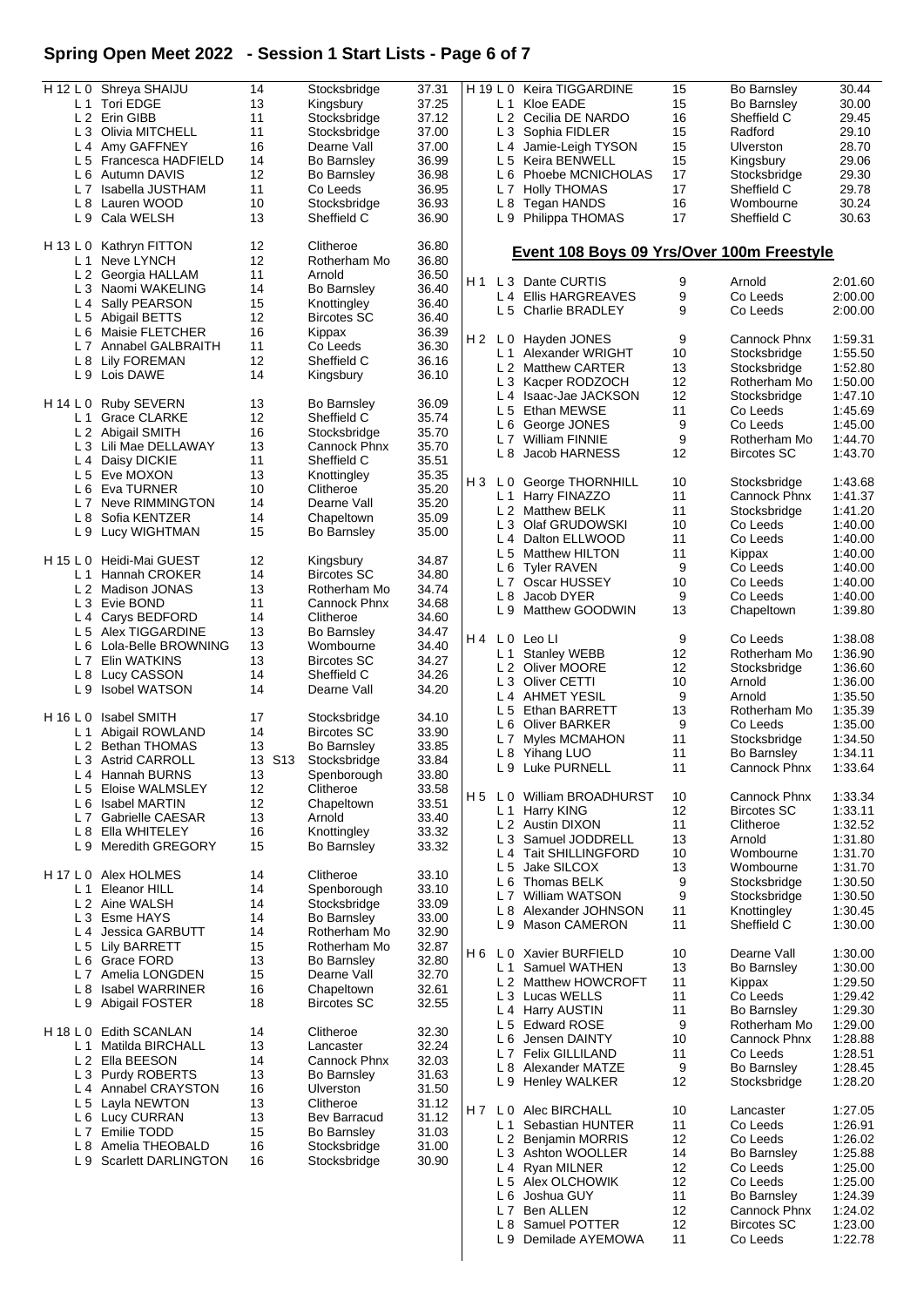# Spring Open Meet 2022 - Session 1 Start Lists - Page 6 of 7

| Heat | Lane | Name | Age | | Club | Time |
|---|---|---|---|---|---|---|
| H 12 | L 0 | Shreya SHAIJU | 14 | | Stocksbridge | 37.31 |
| | L 1 | Tori EDGE | 13 | | Kingsbury | 37.25 |
| | L 2 | Erin GIBB | 11 | | Stocksbridge | 37.12 |
| | L 3 | Olivia MITCHELL | 11 | | Stocksbridge | 37.00 |
| | L 4 | Amy GAFFNEY | 16 | | Dearne Vall | 37.00 |
| | L 5 | Francesca HADFIELD | 14 | | Bo Barnsley | 36.99 |
| | L 6 | Autumn DAVIS | 12 | | Bo Barnsley | 36.98 |
| | L 7 | Isabella JUSTHAM | 11 | | Co Leeds | 36.95 |
| | L 8 | Lauren WOOD | 10 | | Stocksbridge | 36.93 |
| | L 9 | Cala WELSH | 13 | | Sheffield C | 36.90 |
| H 13 | L 0 | Kathryn FITTON | 12 | | Clitheroe | 36.80 |
| | L 1 | Neve LYNCH | 12 | | Rotherham Mo | 36.80 |
| | L 2 | Georgia HALLAM | 11 | | Arnold | 36.50 |
| | L 3 | Naomi WAKELING | 14 | | Bo Barnsley | 36.40 |
| | L 4 | Sally PEARSON | 15 | | Knottingley | 36.40 |
| | L 5 | Abigail BETTS | 12 | | Bircotes SC | 36.40 |
| | L 6 | Maisie FLETCHER | 16 | | Kippax | 36.39 |
| | L 7 | Annabel GALBRAITH | 11 | | Co Leeds | 36.30 |
| | L 8 | Lily FOREMAN | 12 | | Sheffield C | 36.16 |
| | L 9 | Lois DAWE | 14 | | Kingsbury | 36.10 |
| H 14 | L 0 | Ruby SEVERN | 13 | | Bo Barnsley | 36.09 |
| | L 1 | Grace CLARKE | 12 | | Sheffield C | 35.74 |
| | L 2 | Abigail SMITH | 16 | | Stocksbridge | 35.70 |
| | L 3 | Lili Mae DELLAWAY | 13 | | Cannock Phnx | 35.70 |
| | L 4 | Daisy DICKIE | 11 | | Sheffield C | 35.51 |
| | L 5 | Eve MOXON | 13 | | Knottingley | 35.35 |
| | L 6 | Eva TURNER | 10 | | Clitheroe | 35.20 |
| | L 7 | Neve RIMMINGTON | 14 | | Dearne Vall | 35.20 |
| | L 8 | Sofia KENTZER | 14 | | Chapeltown | 35.09 |
| | L 9 | Lucy WIGHTMAN | 15 | | Bo Barnsley | 35.00 |
| H 15 | L 0 | Heidi-Mai GUEST | 12 | | Kingsbury | 34.87 |
| | L 1 | Hannah CROKER | 14 | | Bircotes SC | 34.80 |
| | L 2 | Madison JONAS | 13 | | Rotherham Mo | 34.74 |
| | L 3 | Evie BOND | 11 | | Cannock Phnx | 34.68 |
| | L 4 | Carys BEDFORD | 14 | | Clitheroe | 34.60 |
| | L 5 | Alex TIGGARDINE | 13 | | Bo Barnsley | 34.47 |
| | L 6 | Lola-Belle BROWNING | 13 | | Wombourne | 34.40 |
| | L 7 | Elin WATKINS | 13 | | Bircotes SC | 34.27 |
| | L 8 | Lucy CASSON | 14 | | Sheffield C | 34.26 |
| | L 9 | Isobel WATSON | 14 | | Dearne Vall | 34.20 |
| H 16 | L 0 | Isabel SMITH | 17 | | Stocksbridge | 34.10 |
| | L 1 | Abigail ROWLAND | 14 | | Bircotes SC | 33.90 |
| | L 2 | Bethan THOMAS | 13 | | Bo Barnsley | 33.85 |
| | L 3 | Astrid CARROLL | 13 | S13 | Stocksbridge | 33.84 |
| | L 4 | Hannah BURNS | 13 | | Spenborough | 33.80 |
| | L 5 | Eloise WALMSLEY | 12 | | Clitheroe | 33.58 |
| | L 6 | Isabel MARTIN | 12 | | Chapeltown | 33.51 |
| | L 7 | Gabrielle CAESAR | 13 | | Arnold | 33.40 |
| | L 8 | Ella WHITELEY | 16 | | Knottingley | 33.32 |
| | L 9 | Meredith GREGORY | 15 | | Bo Barnsley | 33.32 |
| H 17 | L 0 | Alex HOLMES | 14 | | Clitheroe | 33.10 |
| | L 1 | Eleanor HILL | 14 | | Spenborough | 33.10 |
| | L 2 | Aine WALSH | 14 | | Stocksbridge | 33.09 |
| | L 3 | Esme HAYS | 14 | | Bo Barnsley | 33.00 |
| | L 4 | Jessica GARBUTT | 14 | | Rotherham Mo | 32.90 |
| | L 5 | Lily BARRETT | 15 | | Rotherham Mo | 32.87 |
| | L 6 | Grace FORD | 13 | | Bo Barnsley | 32.80 |
| | L 7 | Amelia LONGDEN | 15 | | Dearne Vall | 32.70 |
| | L 8 | Isabel WARRINER | 16 | | Chapeltown | 32.61 |
| | L 9 | Abigail FOSTER | 18 | | Bircotes SC | 32.55 |
| H 18 | L 0 | Edith SCANLAN | 14 | | Clitheroe | 32.30 |
| | L 1 | Matilda BIRCHALL | 13 | | Lancaster | 32.24 |
| | L 2 | Ella BEESON | 14 | | Cannock Phnx | 32.03 |
| | L 3 | Purdy ROBERTS | 13 | | Bo Barnsley | 31.63 |
| | L 4 | Annabel CRAYSTON | 16 | | Ulverston | 31.50 |
| | L 5 | Layla NEWTON | 13 | | Clitheroe | 31.12 |
| | L 6 | Lucy CURRAN | 13 | | Bev Barracud | 31.12 |
| | L 7 | Emilie TODD | 15 | | Bo Barnsley | 31.03 |
| | L 8 | Amelia THEOBALD | 16 | | Stocksbridge | 31.00 |
| | L 9 | Scarlett DARLINGTON | 16 | | Stocksbridge | 30.90 |
| H 19 | L 0 | Keira TIGGARDINE | 15 | | Bo Barnsley | 30.44 |
| | L 1 | Kloe EADE | 15 | | Bo Barnsley | 30.00 |
| | L 2 | Cecilia DE NARDO | 16 | | Sheffield C | 29.45 |
| | L 3 | Sophia FIDLER | 15 | | Radford | 29.10 |
| | L 4 | Jamie-Leigh TYSON | 15 | | Ulverston | 28.70 |
| | L 5 | Keira BENWELL | 15 | | Kingsbury | 29.06 |
| | L 6 | Phoebe MCNICHOLAS | 17 | | Stocksbridge | 29.30 |
| | L 7 | Holly THOMAS | 17 | | Sheffield C | 29.78 |
| | L 8 | Tegan HANDS | 16 | | Wombourne | 30.24 |
| | L 9 | Philippa THOMAS | 17 | | Sheffield C | 30.63 |

## Event 108 Boys 09 Yrs/Over 100m Freestyle

| Heat | Lane | Name | Age | Club | Time |
|---|---|---|---|---|---|
| H 1 | L 3 | Dante CURTIS | 9 | Arnold | 2:01.60 |
| | L 4 | Ellis HARGREAVES | 9 | Co Leeds | 2:00.00 |
| | L 5 | Charlie BRADLEY | 9 | Co Leeds | 2:00.00 |
| H 2 | L 0 | Hayden JONES | 9 | Cannock Phnx | 1:59.31 |
| | L 1 | Alexander WRIGHT | 10 | Stocksbridge | 1:55.50 |
| | L 2 | Matthew CARTER | 13 | Stocksbridge | 1:52.80 |
| | L 3 | Kacper RODZOCH | 12 | Rotherham Mo | 1:50.00 |
| | L 4 | Isaac-Jae JACKSON | 12 | Stocksbridge | 1:47.10 |
| | L 5 | Ethan MEWSE | 11 | Co Leeds | 1:45.69 |
| | L 6 | George JONES | 9 | Co Leeds | 1:45.00 |
| | L 7 | William FINNIE | 9 | Rotherham Mo | 1:44.70 |
| | L 8 | Jacob HARNESS | 12 | Bircotes SC | 1:43.70 |
| H 3 | L 0 | George THORNHILL | 10 | Stocksbridge | 1:43.68 |
| | L 1 | Harry FINAZZO | 11 | Cannock Phnx | 1:41.37 |
| | L 2 | Matthew BELK | 11 | Stocksbridge | 1:41.20 |
| | L 3 | Olaf GRUDOWSKI | 10 | Co Leeds | 1:40.00 |
| | L 4 | Dalton ELLWOOD | 11 | Co Leeds | 1:40.00 |
| | L 5 | Matthew HILTON | 11 | Kippax | 1:40.00 |
| | L 6 | Tyler RAVEN | 9 | Co Leeds | 1:40.00 |
| | L 7 | Oscar HUSSEY | 10 | Co Leeds | 1:40.00 |
| | L 8 | Jacob DYER | 9 | Co Leeds | 1:40.00 |
| | L 9 | Matthew GOODWIN | 13 | Chapeltown | 1:39.80 |
| H 4 | L 0 | Leo LI | 9 | Co Leeds | 1:38.08 |
| | L 1 | Stanley WEBB | 12 | Rotherham Mo | 1:36.90 |
| | L 2 | Oliver MOORE | 12 | Stocksbridge | 1:36.60 |
| | L 3 | Oliver CETTI | 10 | Arnold | 1:36.00 |
| | L 4 | AHMET YESIL | 9 | Arnold | 1:35.50 |
| | L 5 | Ethan BARRETT | 13 | Rotherham Mo | 1:35.39 |
| | L 6 | Oliver BARKER | 9 | Co Leeds | 1:35.00 |
| | L 7 | Myles MCMAHON | 11 | Stocksbridge | 1:34.50 |
| | L 8 | Yihang LUO | 11 | Bo Barnsley | 1:34.11 |
| | L 9 | Luke PURNELL | 11 | Cannock Phnx | 1:33.64 |
| H 5 | L 0 | William BROADHURST | 10 | Cannock Phnx | 1:33.34 |
| | L 1 | Harry KING | 12 | Bircotes SC | 1:33.11 |
| | L 2 | Austin DIXON | 11 | Clitheroe | 1:32.52 |
| | L 3 | Samuel JODDRELL | 13 | Arnold | 1:31.80 |
| | L 4 | Tait SHILLINGFORD | 10 | Wombourne | 1:31.70 |
| | L 5 | Jake SILCOX | 13 | Wombourne | 1:31.70 |
| | L 6 | Thomas BELK | 9 | Stocksbridge | 1:30.50 |
| | L 7 | William WATSON | 9 | Stocksbridge | 1:30.50 |
| | L 8 | Alexander JOHNSON | 11 | Knottingley | 1:30.45 |
| | L 9 | Mason CAMERON | 11 | Sheffield C | 1:30.00 |
| H 6 | L 0 | Xavier BURFIELD | 10 | Dearne Vall | 1:30.00 |
| | L 1 | Samuel WATHEN | 13 | Bo Barnsley | 1:30.00 |
| | L 2 | Matthew HOWCROFT | 11 | Kippax | 1:29.50 |
| | L 3 | Lucas WELLS | 11 | Co Leeds | 1:29.42 |
| | L 4 | Harry AUSTIN | 11 | Bo Barnsley | 1:29.30 |
| | L 5 | Edward ROSE | 9 | Rotherham Mo | 1:29.00 |
| | L 6 | Jensen DAINTY | 10 | Cannock Phnx | 1:28.88 |
| | L 7 | Felix GILLILAND | 11 | Co Leeds | 1:28.51 |
| | L 8 | Alexander MATZE | 9 | Bo Barnsley | 1:28.45 |
| | L 9 | Henley WALKER | 12 | Stocksbridge | 1:28.20 |
| H 7 | L 0 | Alec BIRCHALL | 10 | Lancaster | 1:27.05 |
| | L 1 | Sebastian HUNTER | 11 | Co Leeds | 1:26.91 |
| | L 2 | Benjamin MORRIS | 12 | Co Leeds | 1:26.02 |
| | L 3 | Ashton WOOLLER | 14 | Bo Barnsley | 1:25.88 |
| | L 4 | Ryan MILNER | 12 | Co Leeds | 1:25.00 |
| | L 5 | Alex OLCHOWIK | 12 | Co Leeds | 1:25.00 |
| | L 6 | Joshua GUY | 11 | Bo Barnsley | 1:24.39 |
| | L 7 | Ben ALLEN | 12 | Cannock Phnx | 1:24.02 |
| | L 8 | Samuel POTTER | 12 | Bircotes SC | 1:23.00 |
| | L 9 | Demilade AYEMOWA | 11 | Co Leeds | 1:22.78 |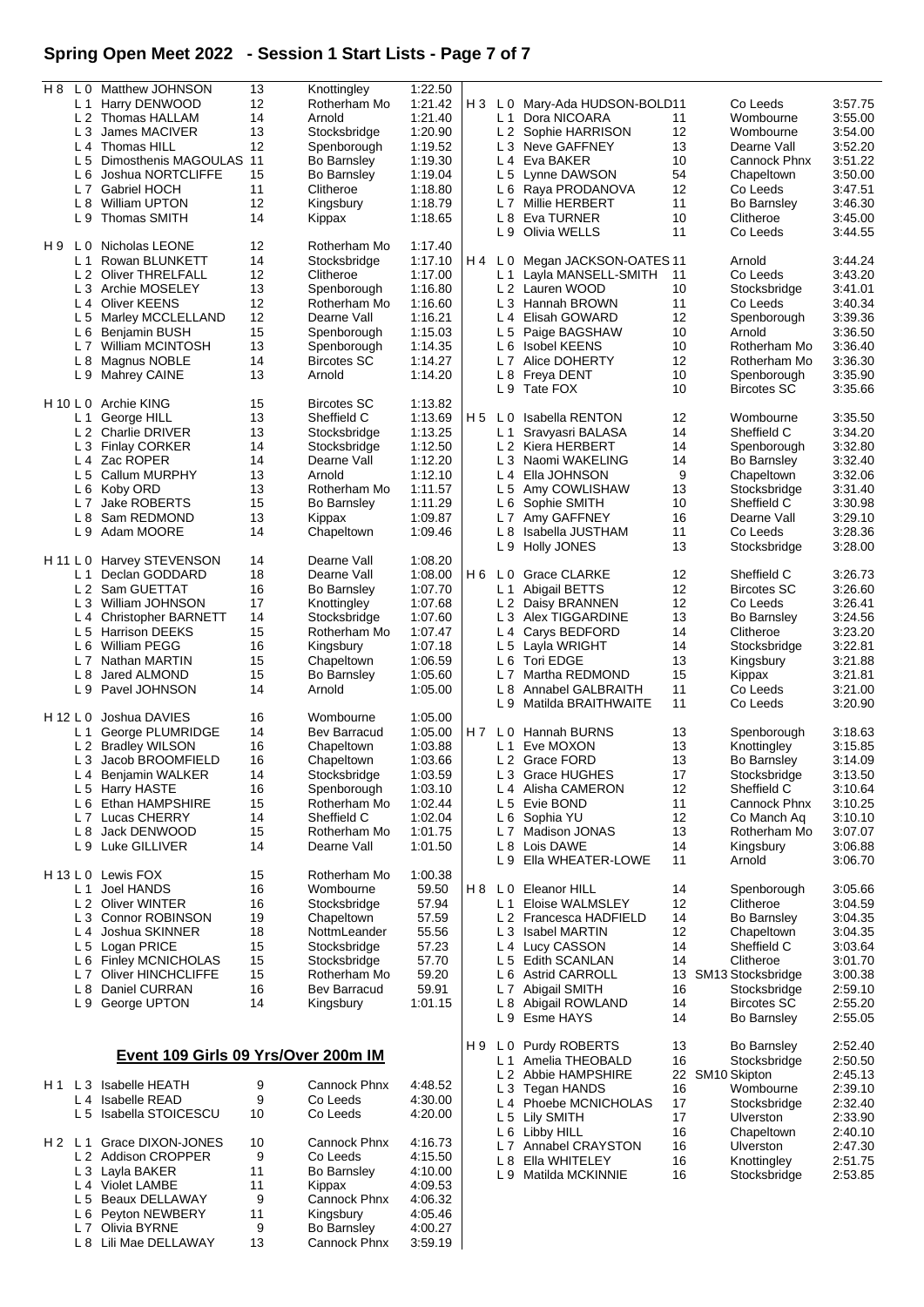## Spring Open Meet 2022 - Session 1 Start Lists - Page 7 of 7

| Heat | Lane | Name | Age | Club | Time |
|---|---|---|---|---|---|
| H 8 | L 0 | Matthew JOHNSON | 13 | Knottingley | 1:22.50 |
| | L 1 | Harry DENWOOD | 12 | Rotherham Mo | 1:21.42 |
| | L 2 | Thomas HALLAM | 14 | Arnold | 1:21.40 |
| | L 3 | James MACIVER | 13 | Stocksbridge | 1:20.90 |
| | L 4 | Thomas HILL | 12 | Spenborough | 1:19.52 |
| | L 5 | Dimosthenis MAGOULAS | 11 | Bo Barnsley | 1:19.30 |
| | L 6 | Joshua NORTCLIFFE | 15 | Bo Barnsley | 1:19.04 |
| | L 7 | Gabriel HOCH | 11 | Clitheroe | 1:18.80 |
| | L 8 | William UPTON | 12 | Kingsbury | 1:18.79 |
| | L 9 | Thomas SMITH | 14 | Kippax | 1:18.65 |
| H 9 | L 0 | Nicholas LEONE | 12 | Rotherham Mo | 1:17.40 |
| | L 1 | Rowan BLUNKETT | 14 | Stocksbridge | 1:17.10 |
| | L 2 | Oliver THRELFALL | 12 | Clitheroe | 1:17.00 |
| | L 3 | Archie MOSELEY | 13 | Spenborough | 1:16.80 |
| | L 4 | Oliver KEENS | 12 | Rotherham Mo | 1:16.60 |
| | L 5 | Marley MCCLELLAND | 12 | Dearne Vall | 1:16.21 |
| | L 6 | Benjamin BUSH | 15 | Spenborough | 1:15.03 |
| | L 7 | William MCINTOSH | 13 | Spenborough | 1:14.35 |
| | L 8 | Magnus NOBLE | 14 | Bircotes SC | 1:14.27 |
| | L 9 | Mahrey CAINE | 13 | Arnold | 1:14.20 |
| H 10 | L 0 | Archie KING | 15 | Bircotes SC | 1:13.82 |
| | L 1 | George HILL | 13 | Sheffield C | 1:13.69 |
| | L 2 | Charlie DRIVER | 13 | Stocksbridge | 1:13.25 |
| | L 3 | Finlay CORKER | 14 | Stocksbridge | 1:12.50 |
| | L 4 | Zac ROPER | 14 | Dearne Vall | 1:12.20 |
| | L 5 | Callum MURPHY | 13 | Arnold | 1:12.10 |
| | L 6 | Koby ORD | 13 | Rotherham Mo | 1:11.57 |
| | L 7 | Jake ROBERTS | 15 | Bo Barnsley | 1:11.29 |
| | L 8 | Sam REDMOND | 13 | Kippax | 1:09.87 |
| | L 9 | Adam MOORE | 14 | Chapeltown | 1:09.46 |
| H 11 | L 0 | Harvey STEVENSON | 14 | Dearne Vall | 1:08.20 |
| | L 1 | Declan GODDARD | 18 | Dearne Vall | 1:08.00 |
| | L 2 | Sam GUETTAT | 16 | Bo Barnsley | 1:07.70 |
| | L 3 | William JOHNSON | 17 | Knottingley | 1:07.68 |
| | L 4 | Christopher BARNETT | 14 | Stocksbridge | 1:07.60 |
| | L 5 | Harrison DEEKS | 15 | Rotherham Mo | 1:07.47 |
| | L 6 | William PEGG | 16 | Kingsbury | 1:07.18 |
| | L 7 | Nathan MARTIN | 15 | Chapeltown | 1:06.59 |
| | L 8 | Jared ALMOND | 15 | Bo Barnsley | 1:05.60 |
| | L 9 | Pavel JOHNSON | 14 | Arnold | 1:05.00 |
| H 12 | L 0 | Joshua DAVIES | 16 | Wombourne | 1:05.00 |
| | L 1 | George PLUMRIDGE | 14 | Bev Barracud | 1:05.00 |
| | L 2 | Bradley WILSON | 16 | Chapeltown | 1:03.88 |
| | L 3 | Jacob BROOMFIELD | 16 | Chapeltown | 1:03.66 |
| | L 4 | Benjamin WALKER | 14 | Stocksbridge | 1:03.59 |
| | L 5 | Harry HASTE | 16 | Spenborough | 1:03.10 |
| | L 6 | Ethan HAMPSHIRE | 15 | Rotherham Mo | 1:02.44 |
| | L 7 | Lucas CHERRY | 14 | Sheffield C | 1:02.04 |
| | L 8 | Jack DENWOOD | 15 | Rotherham Mo | 1:01.75 |
| | L 9 | Luke GILLIVER | 14 | Dearne Vall | 1:01.50 |
| H 13 | L 0 | Lewis FOX | 15 | Rotherham Mo | 1:00.38 |
| | L 1 | Joel HANDS | 16 | Wombourne | 59.50 |
| | L 2 | Oliver WINTER | 16 | Stocksbridge | 57.94 |
| | L 3 | Connor ROBINSON | 19 | Chapeltown | 57.59 |
| | L 4 | Joshua SKINNER | 18 | NottmLeander | 55.56 |
| | L 5 | Logan PRICE | 15 | Stocksbridge | 57.23 |
| | L 6 | Finley MCNICHOLAS | 15 | Stocksbridge | 57.70 |
| | L 7 | Oliver HINCHCLIFFE | 15 | Rotherham Mo | 59.20 |
| | L 8 | Daniel CURRAN | 16 | Bev Barracud | 59.91 |
| | L 9 | George UPTON | 14 | Kingsbury | 1:01.15 |

### Event 109 Girls 09 Yrs/Over 200m IM

| Heat | Lane | Name | Age | Club | Time |
|---|---|---|---|---|---|
| H 1 | L 3 | Isabelle HEATH | 9 | Cannock Phnx | 4:48.52 |
| | L 4 | Isabelle READ | 9 | Co Leeds | 4:30.00 |
| | L 5 | Isabella STOICESCU | 10 | Co Leeds | 4:20.00 |
| H 2 | L 1 | Grace DIXON-JONES | 10 | Cannock Phnx | 4:16.73 |
| | L 2 | Addison CROPPER | 9 | Co Leeds | 4:15.50 |
| | L 3 | Layla BAKER | 11 | Bo Barnsley | 4:10.00 |
| | L 4 | Violet LAMBE | 11 | Kippax | 4:09.53 |
| | L 5 | Beaux DELLAWAY | 9 | Cannock Phnx | 4:06.32 |
| | L 6 | Peyton NEWBERY | 11 | Kingsbury | 4:05.46 |
| | L 7 | Olivia BYRNE | 9 | Bo Barnsley | 4:00.27 |
| | L 8 | Lili Mae DELLAWAY | 13 | Cannock Phnx | 3:59.19 |
| H 3 | L 0 | Mary-Ada HUDSON-BOLD | 11 | Co Leeds | 3:57.75 |
| | L 1 | Dora NICOARA | 11 | Wombourne | 3:55.00 |
| | L 2 | Sophie HARRISON | 12 | Wombourne | 3:54.00 |
| | L 3 | Neve GAFFNEY | 13 | Dearne Vall | 3:52.20 |
| | L 4 | Eva BAKER | 10 | Cannock Phnx | 3:51.22 |
| | L 5 | Lynne DAWSON | 54 | Chapeltown | 3:50.00 |
| | L 6 | Raya PRODANOVA | 12 | Co Leeds | 3:47.51 |
| | L 7 | Millie HERBERT | 11 | Bo Barnsley | 3:46.30 |
| | L 8 | Eva TURNER | 10 | Clitheroe | 3:45.00 |
| | L 9 | Olivia WELLS | 11 | Co Leeds | 3:44.55 |
| H 4 | L 0 | Megan JACKSON-OATES | 11 | Arnold | 3:44.24 |
| | L 1 | Layla MANSELL-SMITH | 11 | Co Leeds | 3:43.20 |
| | L 2 | Lauren WOOD | 10 | Stocksbridge | 3:41.01 |
| | L 3 | Hannah BROWN | 11 | Co Leeds | 3:40.34 |
| | L 4 | Elisah GOWARD | 12 | Spenborough | 3:39.36 |
| | L 5 | Paige BAGSHAW | 10 | Arnold | 3:36.50 |
| | L 6 | Isobel KEENS | 10 | Rotherham Mo | 3:36.40 |
| | L 7 | Alice DOHERTY | 12 | Rotherham Mo | 3:36.30 |
| | L 8 | Freya DENT | 10 | Spenborough | 3:35.90 |
| | L 9 | Tate FOX | 10 | Bircotes SC | 3:35.66 |
| H 5 | L 0 | Isabella RENTON | 12 | Wombourne | 3:35.50 |
| | L 1 | Sravyasri BALASA | 14 | Sheffield C | 3:34.20 |
| | L 2 | Kiera HERBERT | 14 | Spenborough | 3:32.80 |
| | L 3 | Naomi WAKELING | 14 | Bo Barnsley | 3:32.40 |
| | L 4 | Ella JOHNSON | 9 | Chapeltown | 3:32.06 |
| | L 5 | Amy COWLISHAW | 13 | Stocksbridge | 3:31.40 |
| | L 6 | Sophie SMITH | 10 | Sheffield C | 3:30.98 |
| | L 7 | Amy GAFFNEY | 16 | Dearne Vall | 3:29.10 |
| | L 8 | Isabella JUSTHAM | 11 | Co Leeds | 3:28.36 |
| | L 9 | Holly JONES | 13 | Stocksbridge | 3:28.00 |
| H 6 | L 0 | Grace CLARKE | 12 | Sheffield C | 3:26.73 |
| | L 1 | Abigail BETTS | 12 | Bircotes SC | 3:26.60 |
| | L 2 | Daisy BRANNEN | 12 | Co Leeds | 3:26.41 |
| | L 3 | Alex TIGGARDINE | 13 | Bo Barnsley | 3:24.56 |
| | L 4 | Carys BEDFORD | 14 | Clitheroe | 3:23.20 |
| | L 5 | Layla WRIGHT | 14 | Stocksbridge | 3:22.81 |
| | L 6 | Tori EDGE | 13 | Kingsbury | 3:21.88 |
| | L 7 | Martha REDMOND | 15 | Kippax | 3:21.81 |
| | L 8 | Annabel GALBRAITH | 11 | Co Leeds | 3:21.00 |
| | L 9 | Matilda BRAITHWAITE | 11 | Co Leeds | 3:20.90 |
| H 7 | L 0 | Hannah BURNS | 13 | Spenborough | 3:18.63 |
| | L 1 | Eve MOXON | 13 | Knottingley | 3:15.85 |
| | L 2 | Grace FORD | 13 | Bo Barnsley | 3:14.09 |
| | L 3 | Grace HUGHES | 17 | Stocksbridge | 3:13.50 |
| | L 4 | Alisha CAMERON | 12 | Sheffield C | 3:10.64 |
| | L 5 | Evie BOND | 11 | Cannock Phnx | 3:10.25 |
| | L 6 | Sophia YU | 12 | Co Manch Aq | 3:10.10 |
| | L 7 | Madison JONAS | 13 | Rotherham Mo | 3:07.07 |
| | L 8 | Lois DAWE | 14 | Kingsbury | 3:06.88 |
| | L 9 | Ella WHEATER-LOWE | 11 | Arnold | 3:06.70 |
| H 8 | L 0 | Eleanor HILL | 14 | Spenborough | 3:05.66 |
| | L 1 | Eloise WALMSLEY | 12 | Clitheroe | 3:04.59 |
| | L 2 | Francesca HADFIELD | 14 | Bo Barnsley | 3:04.35 |
| | L 3 | Isabel MARTIN | 12 | Chapeltown | 3:04.35 |
| | L 4 | Lucy CASSON | 14 | Sheffield C | 3:03.64 |
| | L 5 | Edith SCANLAN | 14 | Clitheroe | 3:01.70 |
| | L 6 | Astrid CARROLL | 13 SM13 | Stocksbridge | 3:00.38 |
| | L 7 | Abigail SMITH | 16 | Stocksbridge | 2:59.10 |
| | L 8 | Abigail ROWLAND | 14 | Bircotes SC | 2:55.20 |
| | L 9 | Esme HAYS | 14 | Bo Barnsley | 2:55.05 |
| H 9 | L 0 | Purdy ROBERTS | 13 | Bo Barnsley | 2:52.40 |
| | L 1 | Amelia THEOBALD | 16 | Stocksbridge | 2:50.50 |
| | L 2 | Abbie HAMPSHIRE | 22 SM10 | Skipton | 2:45.13 |
| | L 3 | Tegan HANDS | 16 | Wombourne | 2:39.10 |
| | L 4 | Phoebe MCNICHOLAS | 17 | Stocksbridge | 2:32.40 |
| | L 5 | Lily SMITH | 17 | Ulverston | 2:33.90 |
| | L 6 | Libby HILL | 16 | Chapeltown | 2:40.10 |
| | L 7 | Annabel CRAYSTON | 16 | Ulverston | 2:47.30 |
| | L 8 | Ella WHITELEY | 16 | Knottingley | 2:51.75 |
| | L 9 | Matilda MCKINNIE | 16 | Stocksbridge | 2:53.85 |